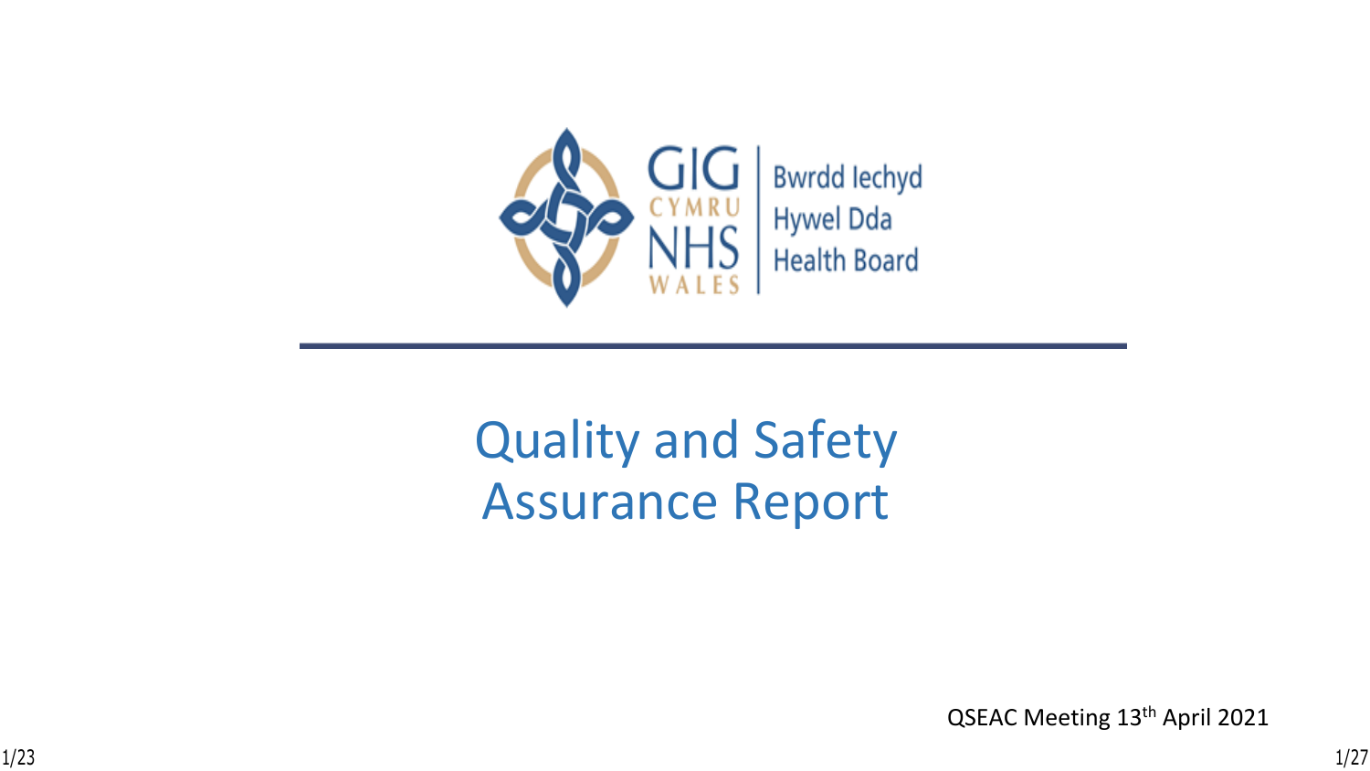GIG CYMRU NHS WALES | Bwrdd Iechyd Hywel Dda Health Board

# Quality and Safety Assurance Report

QSEAC Meeting 13th April 2021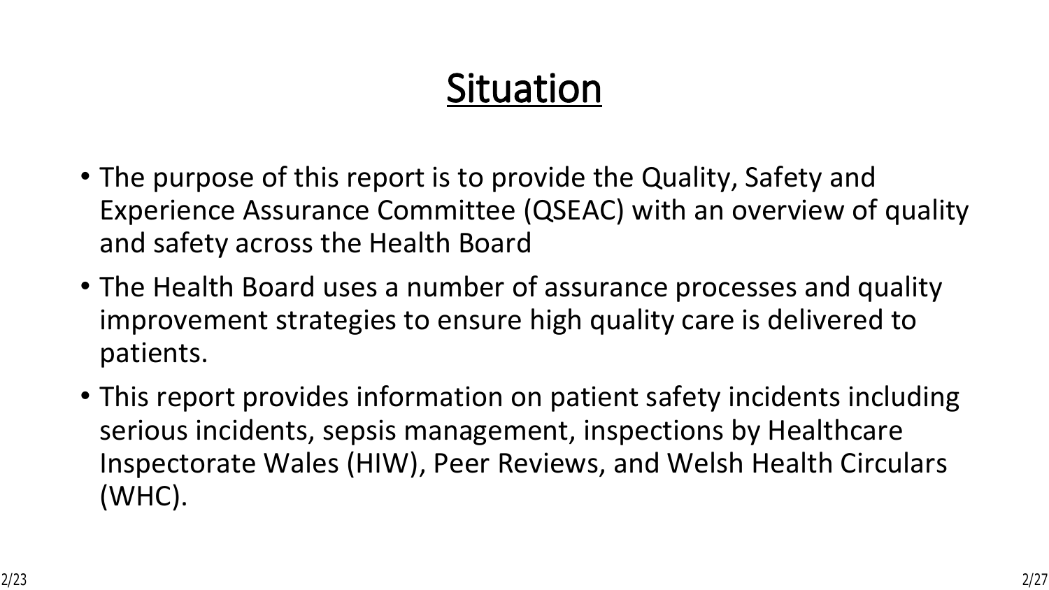# Situation

- The purpose of this report is to provide the Quality, Safety and Experience Assurance Committee (QSEAC) with an overview of quality and safety across the Health Board
- The Health Board uses a number of assurance processes and quality improvement strategies to ensure high quality care is delivered to patients.
- This report provides information on patient safety incidents including serious incidents, sepsis management, inspections by Healthcare Inspectorate Wales (HIW), Peer Reviews, and Welsh Health Circulars (WHC).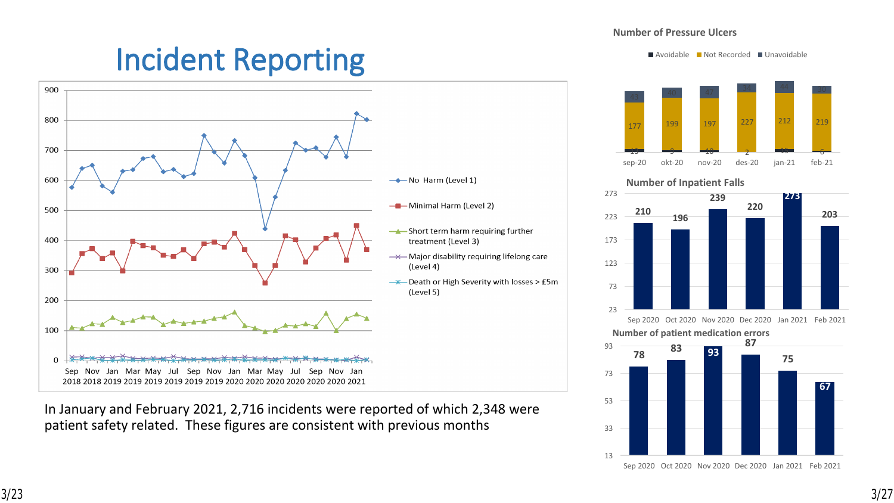# Incident Reporting

In January and February 2021, 2,716 incidents were reported of which 2,348 were patient safety related. These figures are consistent with previous months

**Number of Pressure Ulcers**

| | sep-20 | okt-20 | nov-20 | des-20 | jan-21 | feb-21 |
|---|---|---|---|---|---|---|
| Avoidable | 15 | 9 | 10 | 2 | 15 | 6 |
| Not Recorded | 177 | 199 | 197 | 227 | 212 | 219 |
| Unavoidable | 43 | 40 | 47 | 34 | 44 | 30 |

**Number of Inpatient Falls**

| Sep 2020 | Oct 2020 | Nov 2020 | Dec 2020 | Jan 2021 | Feb 2021 |
|---|---|---|---|---|---|
| 210 | 196 | 239 | 220 | 273 | 203 |

**Number of patient medication errors**

| Sep 2020 | Oct 2020 | Nov 2020 | Dec 2020 | Jan 2021 | Feb 2021 |
|---|---|---|---|---|---|
| 78 | 83 | 93 | 87 | 75 | 67 |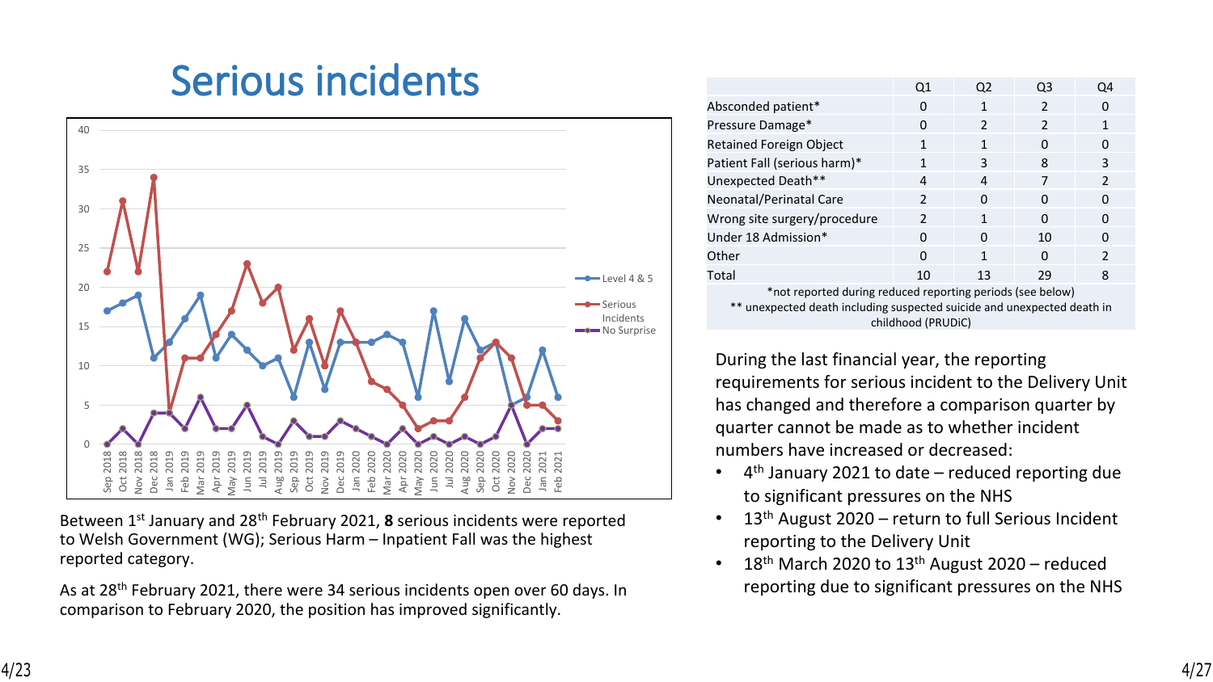# Serious incidents

Between 1st January and 28th February 2021, **8** serious incidents were reported to Welsh Government (WG); Serious Harm – Inpatient Fall was the highest reported category.

As at 28th February 2021, there were 34 serious incidents open over 60 days. In comparison to February 2020, the position has improved significantly.

| | Q1 | Q2 | Q3 | Q4 |
|---|---|---|---|---|
| Absconded patient* | 0 | 1 | 2 | 0 |
| Pressure Damage* | 0 | 2 | 2 | 1 |
| Retained Foreign Object | 1 | 1 | 0 | 0 |
| Patient Fall (serious harm)* | 1 | 3 | 8 | 3 |
| Unexpected Death** | 4 | 4 | 7 | 2 |
| Neonatal/Perinatal Care | 2 | 0 | 0 | 0 |
| Wrong site surgery/procedure | 2 | 1 | 0 | 0 |
| Under 18 Admission* | 0 | 0 | 10 | 0 |
| Other | 0 | 1 | 0 | 2 |
| Total | 10 | 13 | 29 | 8 |

*not reported during reduced reporting periods (see below)
** unexpected death including suspected suicide and unexpected death in childhood (PRUDiC)

During the last financial year, the reporting requirements for serious incident to the Delivery Unit has changed and therefore a comparison quarter by quarter cannot be made as to whether incident numbers have increased or decreased:

- 4th January 2021 to date – reduced reporting due to significant pressures on the NHS
- 13th August 2020 – return to full Serious Incident reporting to the Delivery Unit
- 18th March 2020 to 13th August 2020 – reduced reporting due to significant pressures on the NHS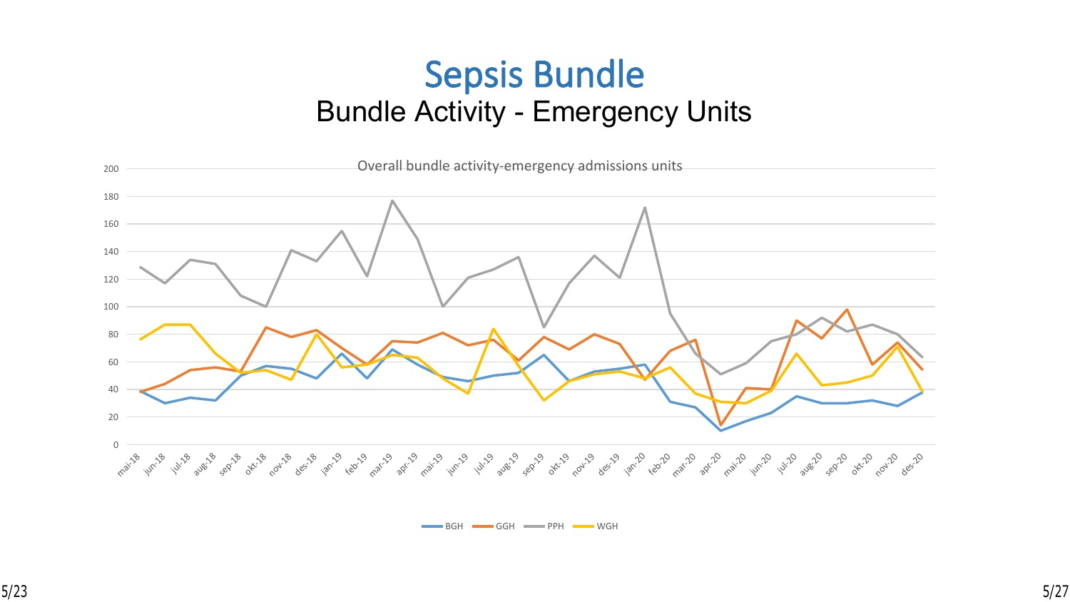# Sepsis Bundle

## Bundle Activity - Emergency Units

Overall bundle activity-emergency admissions units

BGH GGH PPH WGH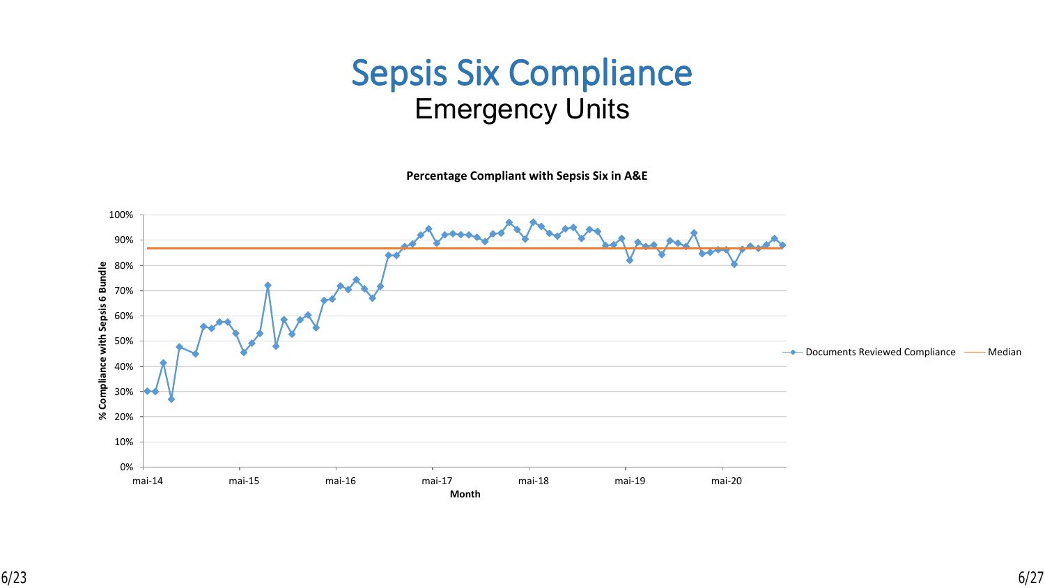# Sepsis Six Compliance

## Emergency Units

**Percentage Compliant with Sepsis Six in A&E**

% Compliance with Sepsis 6 Bundle

100%
90%
80%
70%
60%
50%
40%
30%
20%
10%
0%

mai-14 mai-15 mai-16 mai-17 mai-18 mai-19 mai-20

**Month**

Documents Reviewed Compliance — Median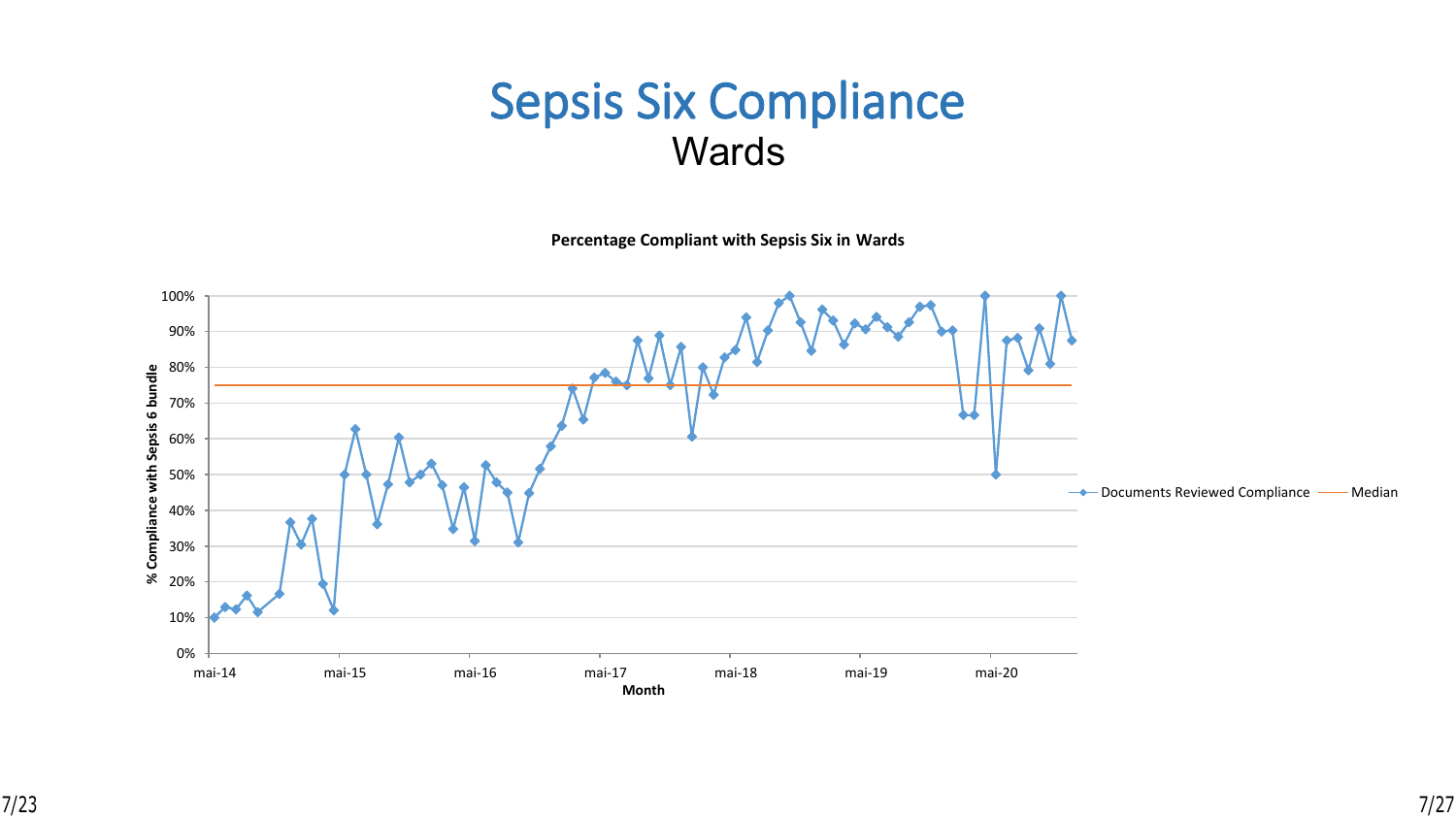# Sepsis Six Compliance

## Wards

**Percentage Compliant with Sepsis Six in Wards**

% Compliance with Sepsis 6 bundle

100%
90%
80%
70%
60%
50%
40%
30%
20%
10%
0%

mai-14 mai-15 mai-16 mai-17 mai-18 mai-19 mai-20

**Month**

Documents Reviewed Compliance — Median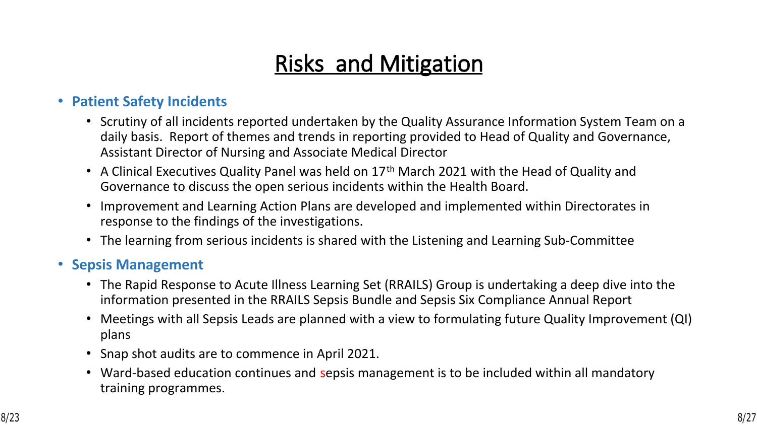# Risks and Mitigation

- **Patient Safety Incidents**
  - Scrutiny of all incidents reported undertaken by the Quality Assurance Information System Team on a daily basis. Report of themes and trends in reporting provided to Head of Quality and Governance, Assistant Director of Nursing and Associate Medical Director
  - A Clinical Executives Quality Panel was held on 17th March 2021 with the Head of Quality and Governance to discuss the open serious incidents within the Health Board.
  - Improvement and Learning Action Plans are developed and implemented within Directorates in response to the findings of the investigations.
  - The learning from serious incidents is shared with the Listening and Learning Sub-Committee
- **Sepsis Management**
  - The Rapid Response to Acute Illness Learning Set (RRAILS) Group is undertaking a deep dive into the information presented in the RRAILS Sepsis Bundle and Sepsis Six Compliance Annual Report
  - Meetings with all Sepsis Leads are planned with a view to formulating future Quality Improvement (QI) plans
  - Snap shot audits are to commence in April 2021.
  - Ward-based education continues and sepsis management is to be included within all mandatory training programmes.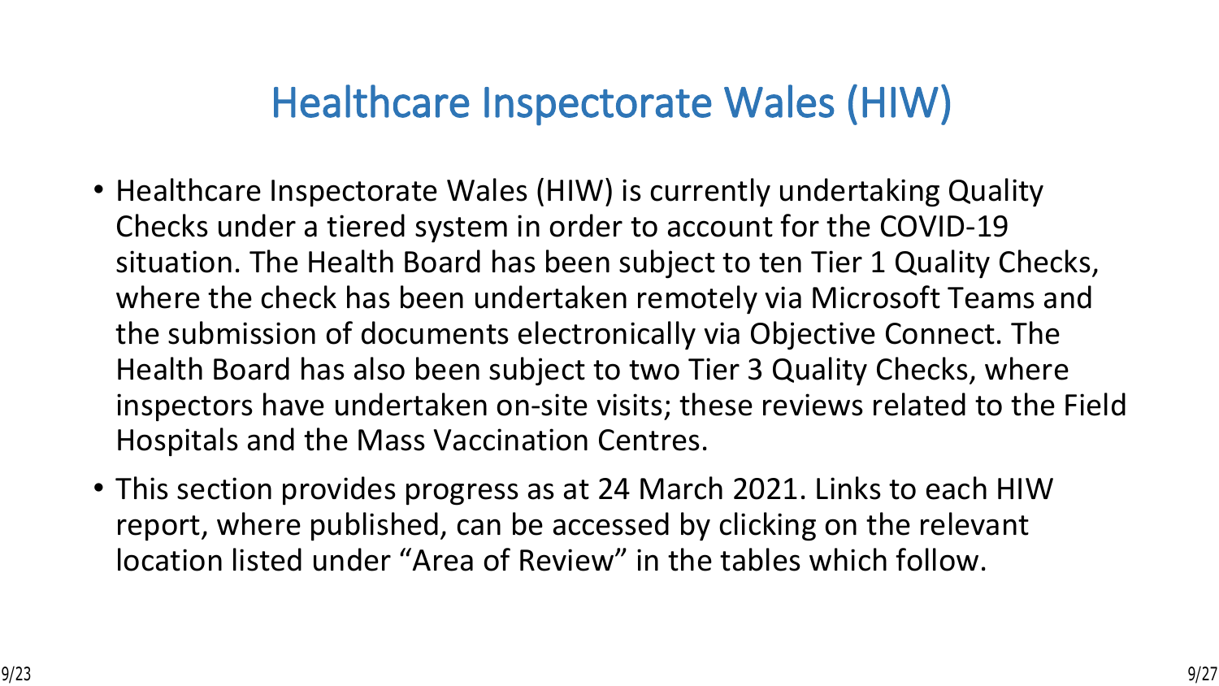# Healthcare Inspectorate Wales (HIW)

- Healthcare Inspectorate Wales (HIW) is currently undertaking Quality Checks under a tiered system in order to account for the COVID-19 situation. The Health Board has been subject to ten Tier 1 Quality Checks, where the check has been undertaken remotely via Microsoft Teams and the submission of documents electronically via Objective Connect. The Health Board has also been subject to two Tier 3 Quality Checks, where inspectors have undertaken on-site visits; these reviews related to the Field Hospitals and the Mass Vaccination Centres.
- This section provides progress as at 24 March 2021. Links to each HIW report, where published, can be accessed by clicking on the relevant location listed under "Area of Review" in the tables which follow.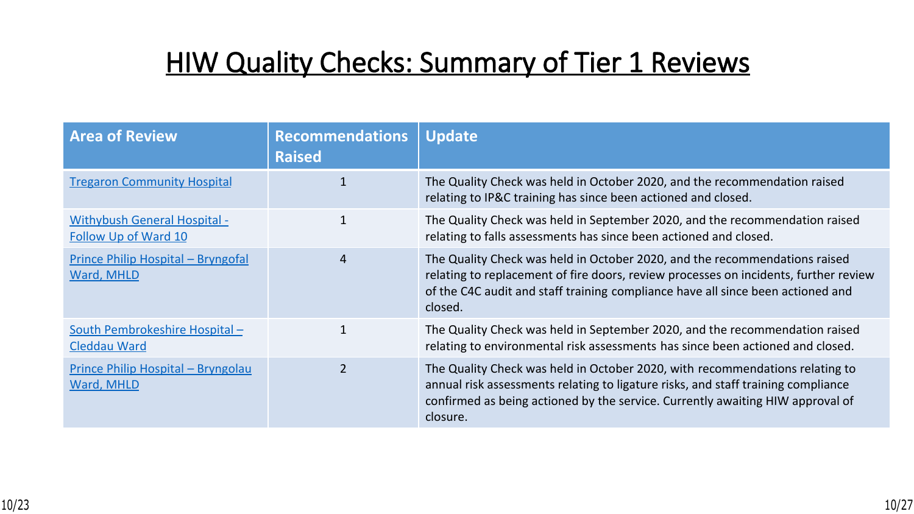# HIW Quality Checks: Summary of Tier 1 Reviews

| Area of Review | Recommendations Raised | Update |
| --- | --- | --- |
| Tregaron Community Hospital | 1 | The Quality Check was held in October 2020, and the recommendation raised relating to IP&C training has since been actioned and closed. |
| Withybush General Hospital - Follow Up of Ward 10 | 1 | The Quality Check was held in September 2020, and the recommendation raised relating to falls assessments has since been actioned and closed. |
| Prince Philip Hospital – Bryngofal Ward, MHLD | 4 | The Quality Check was held in October 2020, and the recommendations raised relating to replacement of fire doors, review processes on incidents, further review of the C4C audit and staff training compliance have all since been actioned and closed. |
| South Pembrokeshire Hospital – Cleddau Ward | 1 | The Quality Check was held in September 2020, and the recommendation raised relating to environmental risk assessments has since been actioned and closed. |
| Prince Philip Hospital – Bryngolau Ward, MHLD | 2 | The Quality Check was held in October 2020, with recommendations relating to annual risk assessments relating to ligature risks, and staff training compliance confirmed as being actioned by the service. Currently awaiting HIW approval of closure. |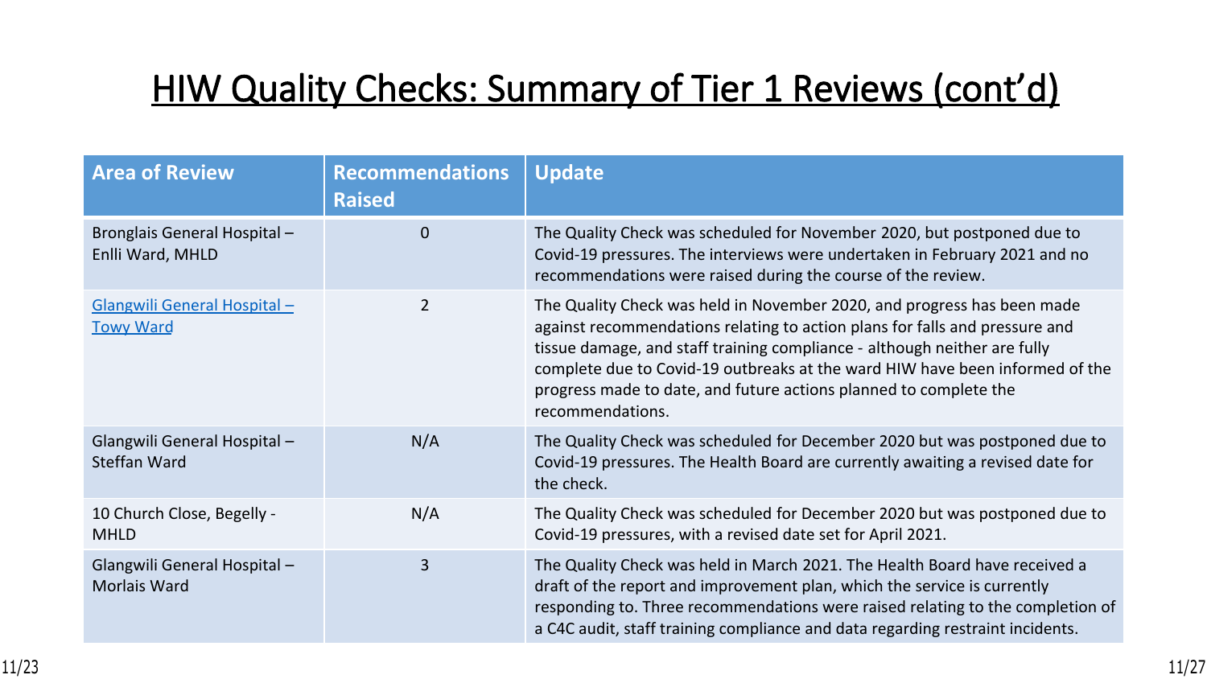# HIW Quality Checks: Summary of Tier 1 Reviews (cont'd)

| Area of Review | Recommendations Raised | Update |
|---|---|---|
| Bronglais General Hospital – Enlli Ward, MHLD | 0 | The Quality Check was scheduled for November 2020, but postponed due to Covid-19 pressures. The interviews were undertaken in February 2021 and no recommendations were raised during the course of the review. |
| Glangwili General Hospital – Towy Ward | 2 | The Quality Check was held in November 2020, and progress has been made against recommendations relating to action plans for falls and pressure and tissue damage, and staff training compliance - although neither are fully complete due to Covid-19 outbreaks at the ward HIW have been informed of the progress made to date, and future actions planned to complete the recommendations. |
| Glangwili General Hospital – Steffan Ward | N/A | The Quality Check was scheduled for December 2020 but was postponed due to Covid-19 pressures. The Health Board are currently awaiting a revised date for the check. |
| 10 Church Close, Begelly - MHLD | N/A | The Quality Check was scheduled for December 2020 but was postponed due to Covid-19 pressures, with a revised date set for April 2021. |
| Glangwili General Hospital – Morlais Ward | 3 | The Quality Check was held in March 2021. The Health Board have received a draft of the report and improvement plan, which the service is currently responding to. Three recommendations were raised relating to the completion of a C4C audit, staff training compliance and data regarding restraint incidents. |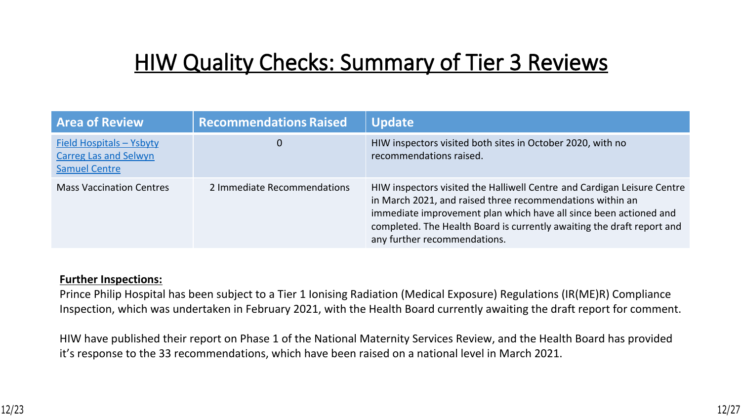# HIW Quality Checks: Summary of Tier 3 Reviews

| Area of Review | Recommendations Raised | Update |
| --- | --- | --- |
| Field Hospitals – Ysbyty Carreg Las and Selwyn Samuel Centre | 0 | HIW inspectors visited both sites in October 2020, with no recommendations raised. |
| Mass Vaccination Centres | 2 Immediate Recommendations | HIW inspectors visited the Halliwell Centre and Cardigan Leisure Centre in March 2021, and raised three recommendations within an immediate improvement plan which have all since been actioned and completed. The Health Board is currently awaiting the draft report and any further recommendations. |

**Further Inspections:**

Prince Philip Hospital has been subject to a Tier 1 Ionising Radiation (Medical Exposure) Regulations (IR(ME)R) Compliance Inspection, which was undertaken in February 2021, with the Health Board currently awaiting the draft report for comment.

HIW have published their report on Phase 1 of the National Maternity Services Review, and the Health Board has provided it's response to the 33 recommendations, which have been raised on a national level in March 2021.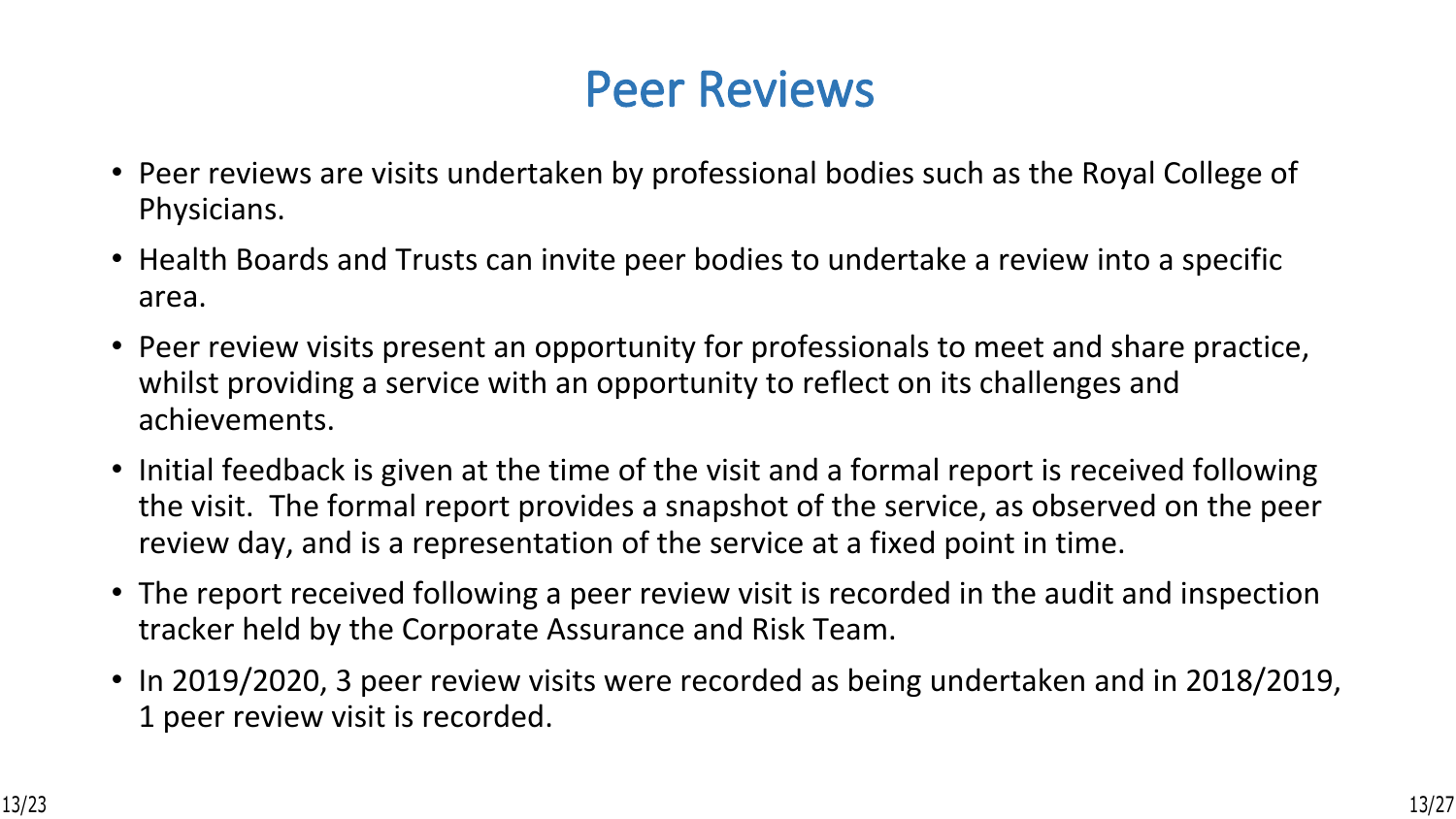# Peer Reviews

- Peer reviews are visits undertaken by professional bodies such as the Royal College of Physicians.
- Health Boards and Trusts can invite peer bodies to undertake a review into a specific area.
- Peer review visits present an opportunity for professionals to meet and share practice, whilst providing a service with an opportunity to reflect on its challenges and achievements.
- Initial feedback is given at the time of the visit and a formal report is received following the visit. The formal report provides a snapshot of the service, as observed on the peer review day, and is a representation of the service at a fixed point in time.
- The report received following a peer review visit is recorded in the audit and inspection tracker held by the Corporate Assurance and Risk Team.
- In 2019/2020, 3 peer review visits were recorded as being undertaken and in 2018/2019, 1 peer review visit is recorded.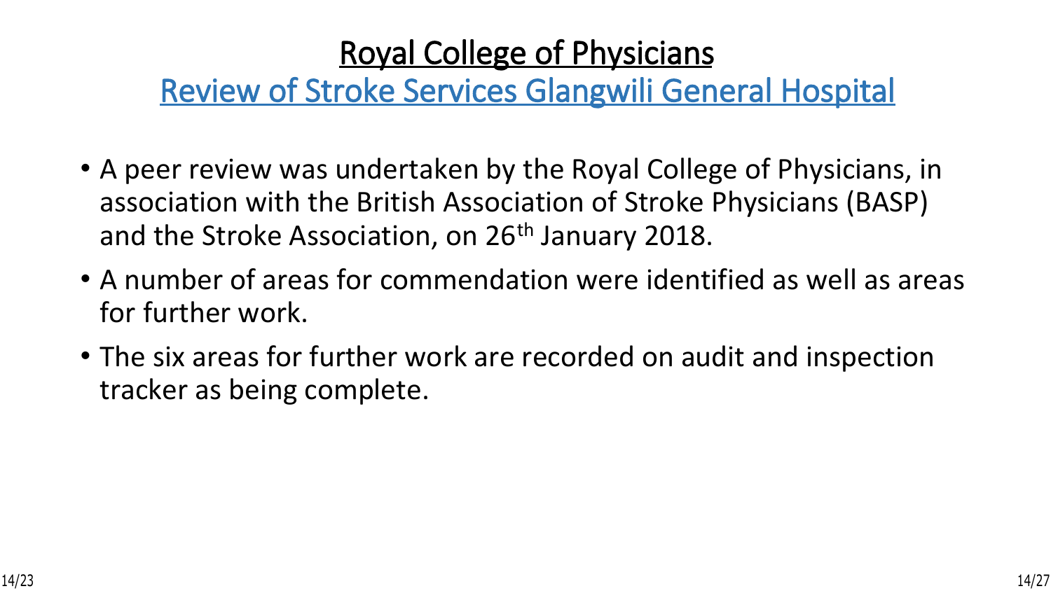# Royal College of Physicians

## Review of Stroke Services Glangwili General Hospital

- A peer review was undertaken by the Royal College of Physicians, in association with the British Association of Stroke Physicians (BASP) and the Stroke Association, on 26th January 2018.
- A number of areas for commendation were identified as well as areas for further work.
- The six areas for further work are recorded on audit and inspection tracker as being complete.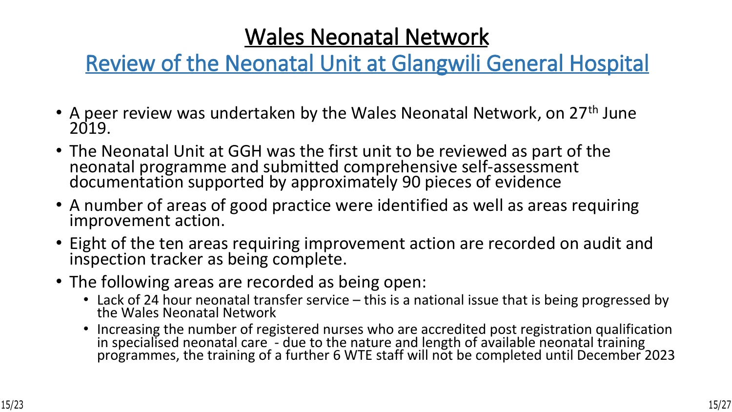# Wales Neonatal Network

## Review of the Neonatal Unit at Glangwili General Hospital

- A peer review was undertaken by the Wales Neonatal Network, on 27th June 2019.
- The Neonatal Unit at GGH was the first unit to be reviewed as part of the neonatal programme and submitted comprehensive self-assessment documentation supported by approximately 90 pieces of evidence
- A number of areas of good practice were identified as well as areas requiring improvement action.
- Eight of the ten areas requiring improvement action are recorded on audit and inspection tracker as being complete.
- The following areas are recorded as being open:
  - Lack of 24 hour neonatal transfer service – this is a national issue that is being progressed by the Wales Neonatal Network
  - Increasing the number of registered nurses who are accredited post registration qualification in specialised neonatal care - due to the nature and length of available neonatal training programmes, the training of a further 6 WTE staff will not be completed until December 2023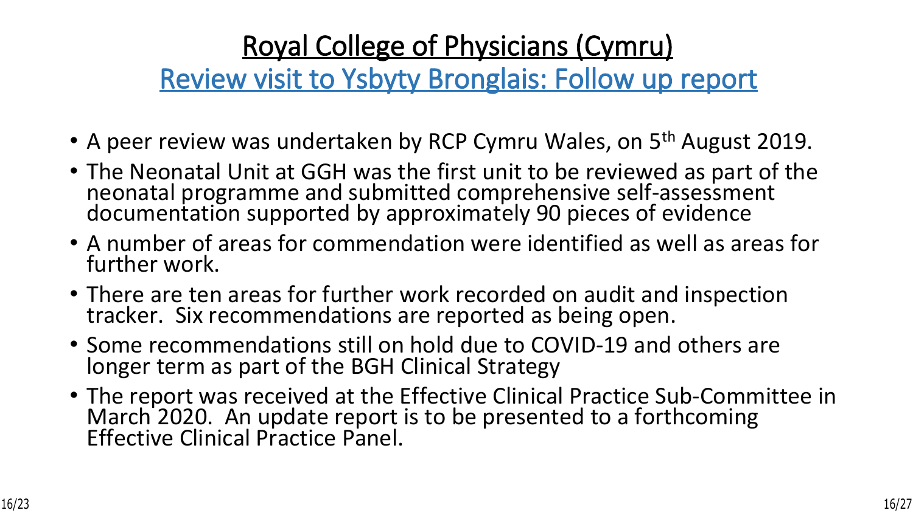# Royal College of Physicians (Cymru)

## Review visit to Ysbyty Bronglais: Follow up report

- A peer review was undertaken by RCP Cymru Wales, on 5th August 2019.
- The Neonatal Unit at GGH was the first unit to be reviewed as part of the neonatal programme and submitted comprehensive self-assessment documentation supported by approximately 90 pieces of evidence
- A number of areas for commendation were identified as well as areas for further work.
- There are ten areas for further work recorded on audit and inspection tracker. Six recommendations are reported as being open.
- Some recommendations still on hold due to COVID-19 and others are longer term as part of the BGH Clinical Strategy
- The report was received at the Effective Clinical Practice Sub-Committee in March 2020. An update report is to be presented to a forthcoming Effective Clinical Practice Panel.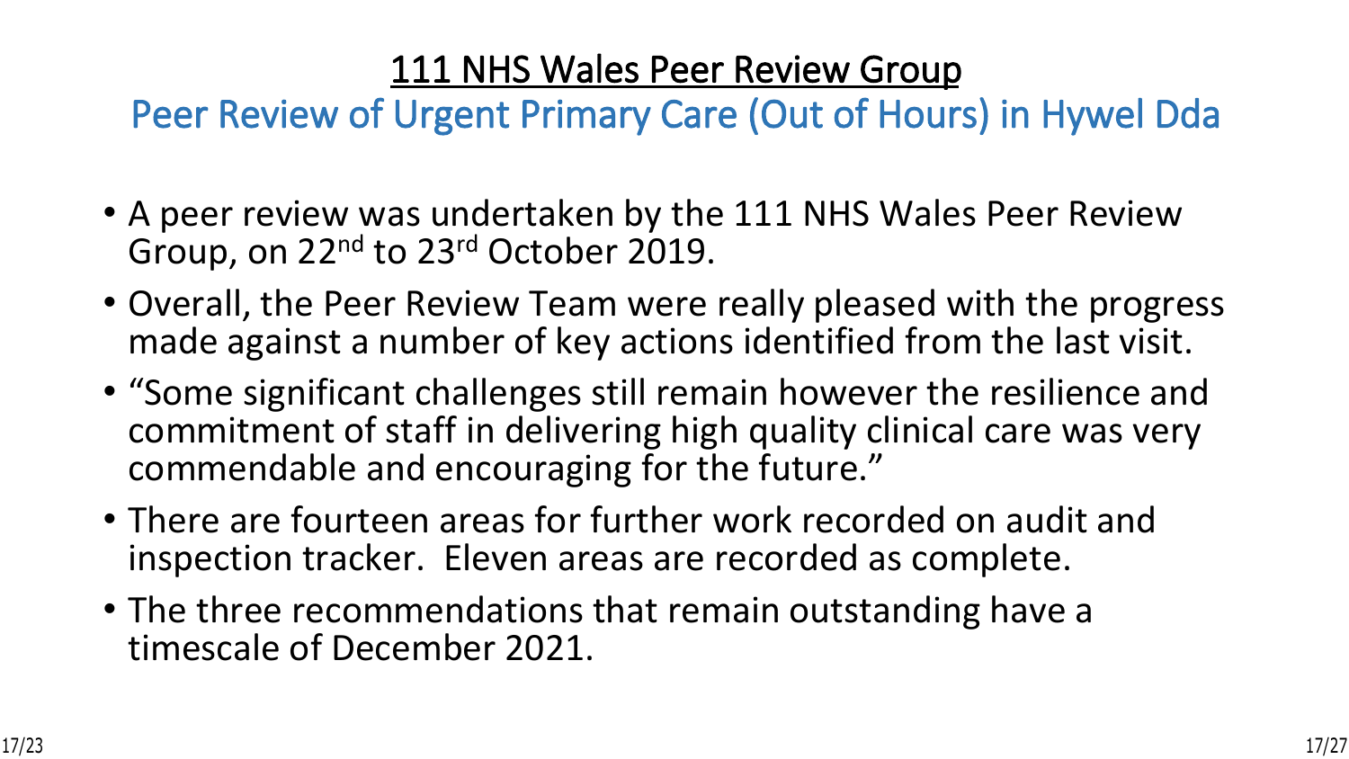# 111 NHS Wales Peer Review Group

## Peer Review of Urgent Primary Care (Out of Hours) in Hywel Dda

- A peer review was undertaken by the 111 NHS Wales Peer Review Group, on 22nd to 23rd October 2019.
- Overall, the Peer Review Team were really pleased with the progress made against a number of key actions identified from the last visit.
- "Some significant challenges still remain however the resilience and commitment of staff in delivering high quality clinical care was very commendable and encouraging for the future."
- There are fourteen areas for further work recorded on audit and inspection tracker. Eleven areas are recorded as complete.
- The three recommendations that remain outstanding have a timescale of December 2021.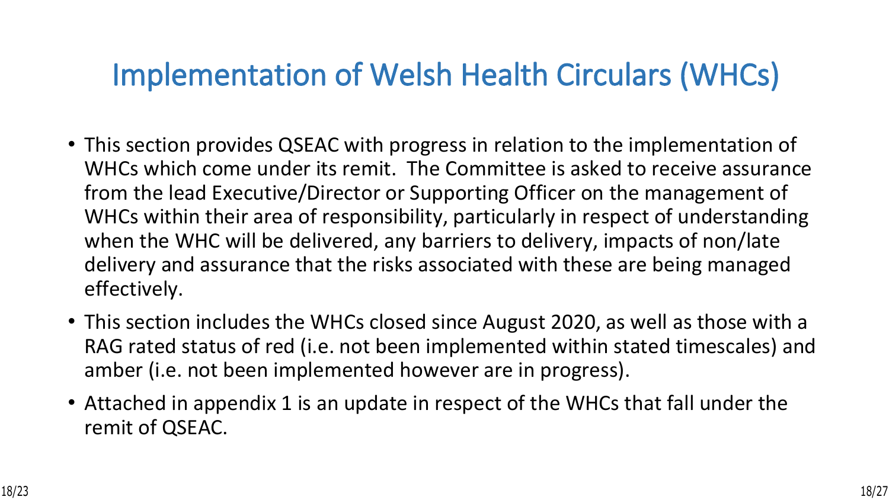# Implementation of Welsh Health Circulars (WHCs)

- This section provides QSEAC with progress in relation to the implementation of WHCs which come under its remit. The Committee is asked to receive assurance from the lead Executive/Director or Supporting Officer on the management of WHCs within their area of responsibility, particularly in respect of understanding when the WHC will be delivered, any barriers to delivery, impacts of non/late delivery and assurance that the risks associated with these are being managed effectively.
- This section includes the WHCs closed since August 2020, as well as those with a RAG rated status of red (i.e. not been implemented within stated timescales) and amber (i.e. not been implemented however are in progress).
- Attached in appendix 1 is an update in respect of the WHCs that fall under the remit of QSEAC.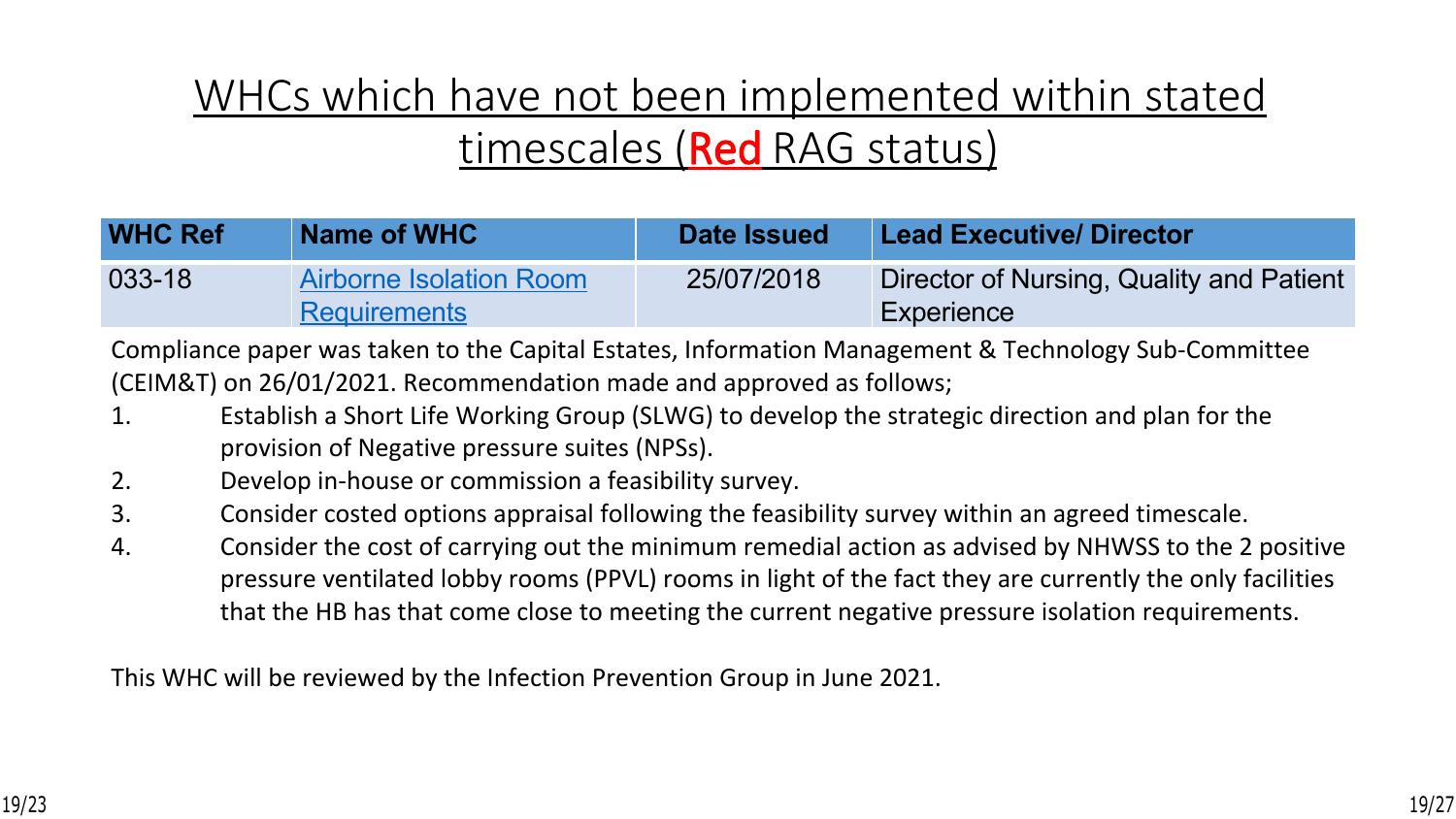# WHCs which have not been implemented within stated timescales (Red RAG status)

| WHC Ref | Name of WHC | Date Issued | Lead Executive/ Director |
| --- | --- | --- | --- |
| 033-18 | Airborne Isolation Room Requirements | 25/07/2018 | Director of Nursing, Quality and Patient Experience |

Compliance paper was taken to the Capital Estates, Information Management & Technology Sub-Committee (CEIM&T) on 26/01/2021. Recommendation made and approved as follows;

1. Establish a Short Life Working Group (SLWG) to develop the strategic direction and plan for the provision of Negative pressure suites (NPSs).
2. Develop in-house or commission a feasibility survey.
3. Consider costed options appraisal following the feasibility survey within an agreed timescale.
4. Consider the cost of carrying out the minimum remedial action as advised by NHWSS to the 2 positive pressure ventilated lobby rooms (PPVL) rooms in light of the fact they are currently the only facilities that the HB has that come close to meeting the current negative pressure isolation requirements.

This WHC will be reviewed by the Infection Prevention Group in June 2021.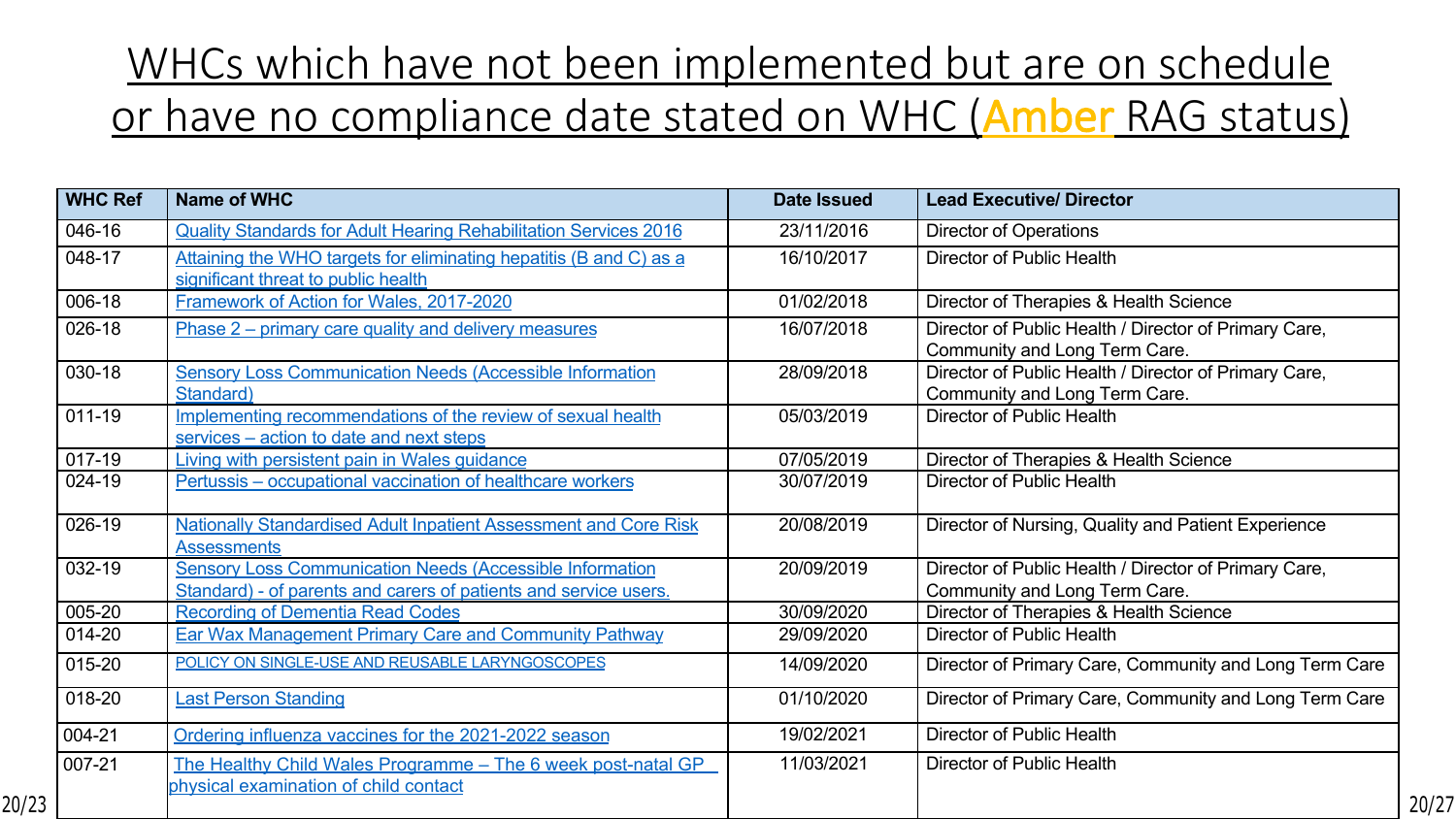# WHCs which have not been implemented but are on schedule or have no compliance date stated on WHC (Amber RAG status)

| WHC Ref | Name of WHC | Date Issued | Lead Executive/ Director |
|---|---|---|---|
| 046-16 | Quality Standards for Adult Hearing Rehabilitation Services 2016 | 23/11/2016 | Director of Operations |
| 048-17 | Attaining the WHO targets for eliminating hepatitis (B and C) as a significant threat to public health | 16/10/2017 | Director of Public Health |
| 006-18 | Framework of Action for Wales, 2017-2020 | 01/02/2018 | Director of Therapies & Health Science |
| 026-18 | Phase 2 – primary care quality and delivery measures | 16/07/2018 | Director of Public Health / Director of Primary Care, Community and Long Term Care. |
| 030-18 | Sensory Loss Communication Needs (Accessible Information Standard) | 28/09/2018 | Director of Public Health / Director of Primary Care, Community and Long Term Care. |
| 011-19 | Implementing recommendations of the review of sexual health services – action to date and next steps | 05/03/2019 | Director of Public Health |
| 017-19 | Living with persistent pain in Wales guidance | 07/05/2019 | Director of Therapies & Health Science |
| 024-19 | Pertussis – occupational vaccination of healthcare workers | 30/07/2019 | Director of Public Health |
| 026-19 | Nationally Standardised Adult Inpatient Assessment and Core Risk Assessments | 20/08/2019 | Director of Nursing, Quality and Patient Experience |
| 032-19 | Sensory Loss Communication Needs (Accessible Information Standard) - of parents and carers of patients and service users. | 20/09/2019 | Director of Public Health / Director of Primary Care, Community and Long Term Care. |
| 005-20 | Recording of Dementia Read Codes | 30/09/2020 | Director of Therapies & Health Science |
| 014-20 | Ear Wax Management Primary Care and Community Pathway | 29/09/2020 | Director of Public Health |
| 015-20 | POLICY ON SINGLE-USE AND REUSABLE LARYNGOSCOPES | 14/09/2020 | Director of Primary Care, Community and Long Term Care |
| 018-20 | Last Person Standing | 01/10/2020 | Director of Primary Care, Community and Long Term Care |
| 004-21 | Ordering influenza vaccines for the 2021-2022 season | 19/02/2021 | Director of Public Health |
| 007-21 | The Healthy Child Wales Programme – The 6 week post-natal GP physical examination of child contact | 11/03/2021 | Director of Public Health |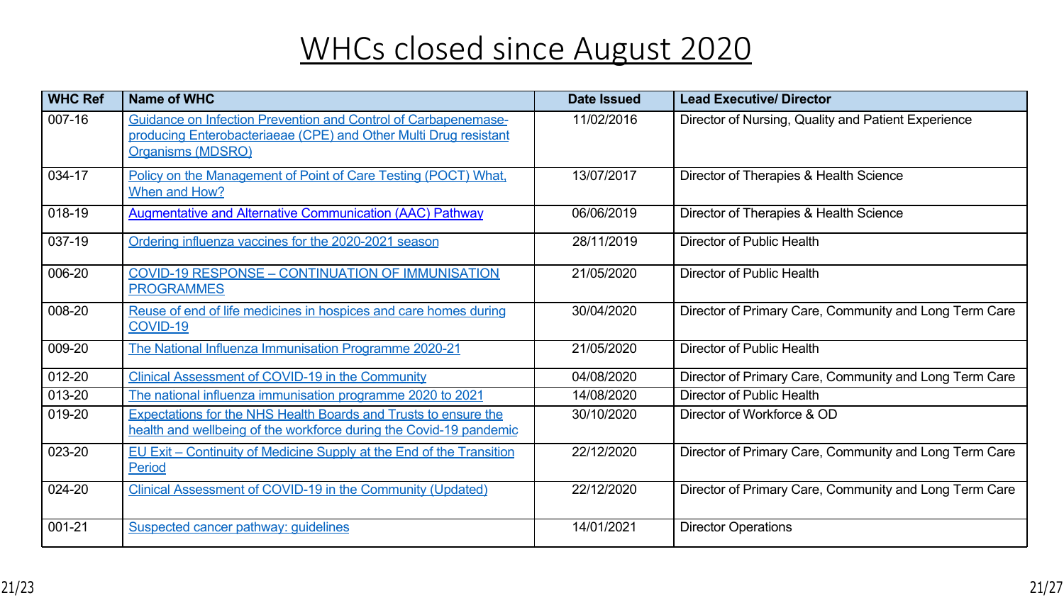# WHCs closed since August 2020

| WHC Ref | Name of WHC | Date Issued | Lead Executive/ Director |
|---|---|---|---|
| 007-16 | Guidance on Infection Prevention and Control of Carbapenemase-producing Enterobacteriaeae (CPE) and Other Multi Drug resistant Organisms (MDSRO) | 11/02/2016 | Director of Nursing, Quality and Patient Experience |
| 034-17 | Policy on the Management of Point of Care Testing (POCT) What, When and How? | 13/07/2017 | Director of Therapies & Health Science |
| 018-19 | Augmentative and Alternative Communication (AAC) Pathway | 06/06/2019 | Director of Therapies & Health Science |
| 037-19 | Ordering influenza vaccines for the 2020-2021 season | 28/11/2019 | Director of Public Health |
| 006-20 | COVID-19 RESPONSE – CONTINUATION OF IMMUNISATION PROGRAMMES | 21/05/2020 | Director of Public Health |
| 008-20 | Reuse of end of life medicines in hospices and care homes during COVID-19 | 30/04/2020 | Director of Primary Care, Community and Long Term Care |
| 009-20 | The National Influenza Immunisation Programme 2020-21 | 21/05/2020 | Director of Public Health |
| 012-20 | Clinical Assessment of COVID-19 in the Community | 04/08/2020 | Director of Primary Care, Community and Long Term Care |
| 013-20 | The national influenza immunisation programme 2020 to 2021 | 14/08/2020 | Director of Public Health |
| 019-20 | Expectations for the NHS Health Boards and Trusts to ensure the health and wellbeing of the workforce during the Covid-19 pandemic | 30/10/2020 | Director of Workforce & OD |
| 023-20 | EU Exit – Continuity of Medicine Supply at the End of the Transition Period | 22/12/2020 | Director of Primary Care, Community and Long Term Care |
| 024-20 | Clinical Assessment of COVID-19 in the Community (Updated) | 22/12/2020 | Director of Primary Care, Community and Long Term Care |
| 001-21 | Suspected cancer pathway: guidelines | 14/01/2021 | Director Operations |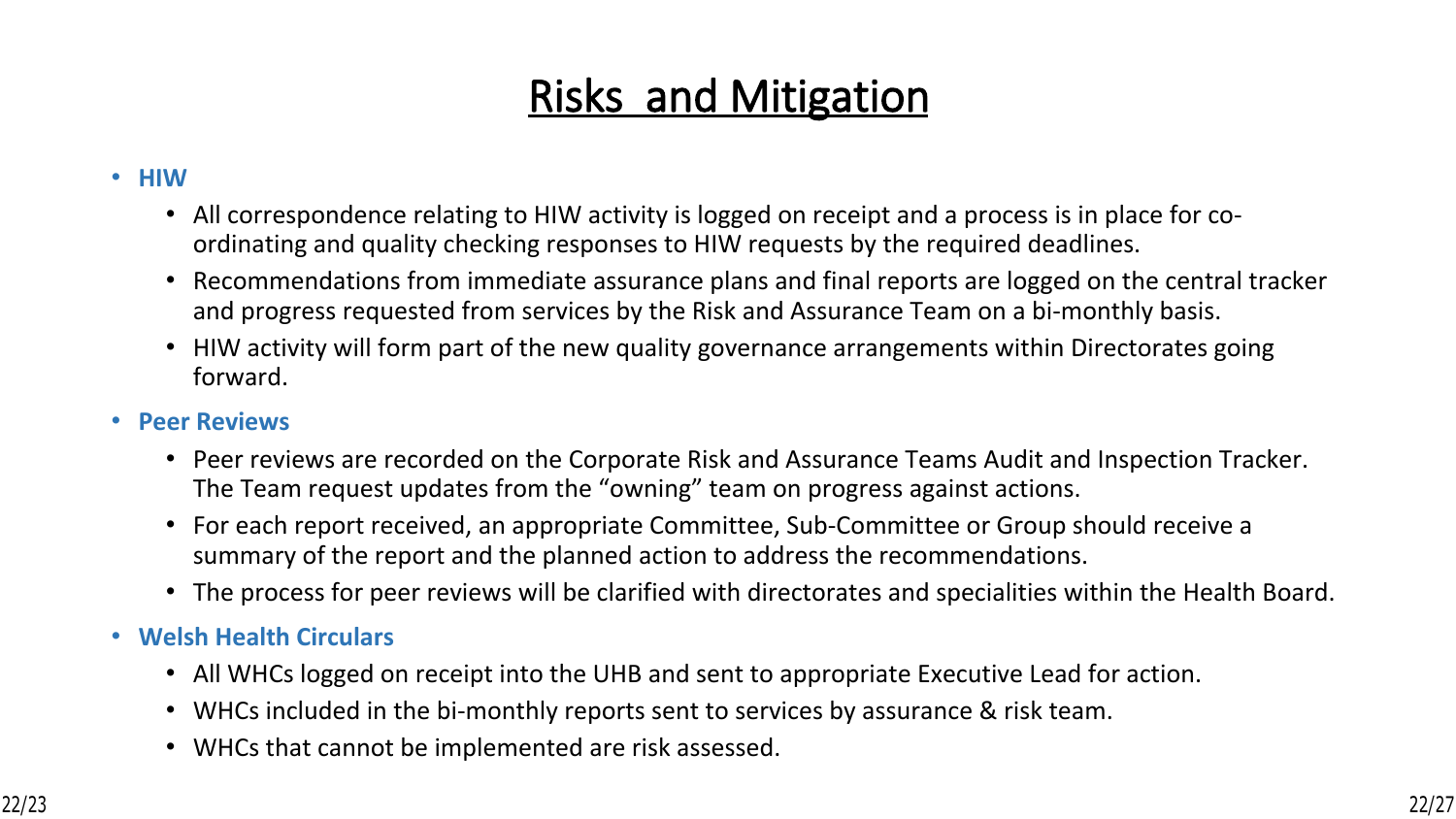# Risks and Mitigation

- **HIW**
  - All correspondence relating to HIW activity is logged on receipt and a process is in place for co-ordinating and quality checking responses to HIW requests by the required deadlines.
  - Recommendations from immediate assurance plans and final reports are logged on the central tracker and progress requested from services by the Risk and Assurance Team on a bi-monthly basis.
  - HIW activity will form part of the new quality governance arrangements within Directorates going forward.
- **Peer Reviews**
  - Peer reviews are recorded on the Corporate Risk and Assurance Teams Audit and Inspection Tracker. The Team request updates from the "owning" team on progress against actions.
  - For each report received, an appropriate Committee, Sub-Committee or Group should receive a summary of the report and the planned action to address the recommendations.
  - The process for peer reviews will be clarified with directorates and specialities within the Health Board.
- **Welsh Health Circulars**
  - All WHCs logged on receipt into the UHB and sent to appropriate Executive Lead for action.
  - WHCs included in the bi-monthly reports sent to services by assurance & risk team.
  - WHCs that cannot be implemented are risk assessed.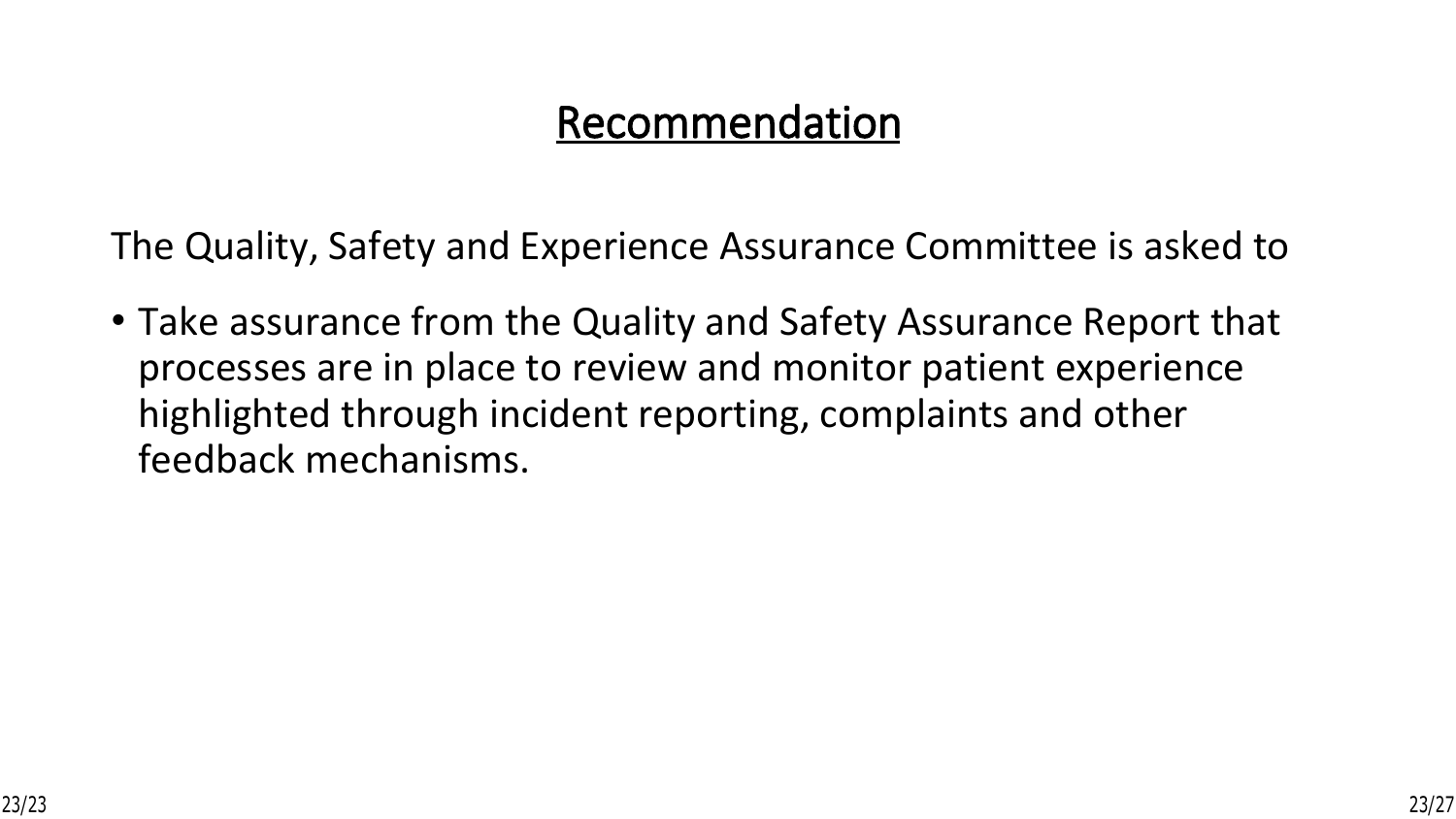# Recommendation

The Quality, Safety and Experience Assurance Committee is asked to

- Take assurance from the Quality and Safety Assurance Report that processes are in place to review and monitor patient experience highlighted through incident reporting, complaints and other feedback mechanisms.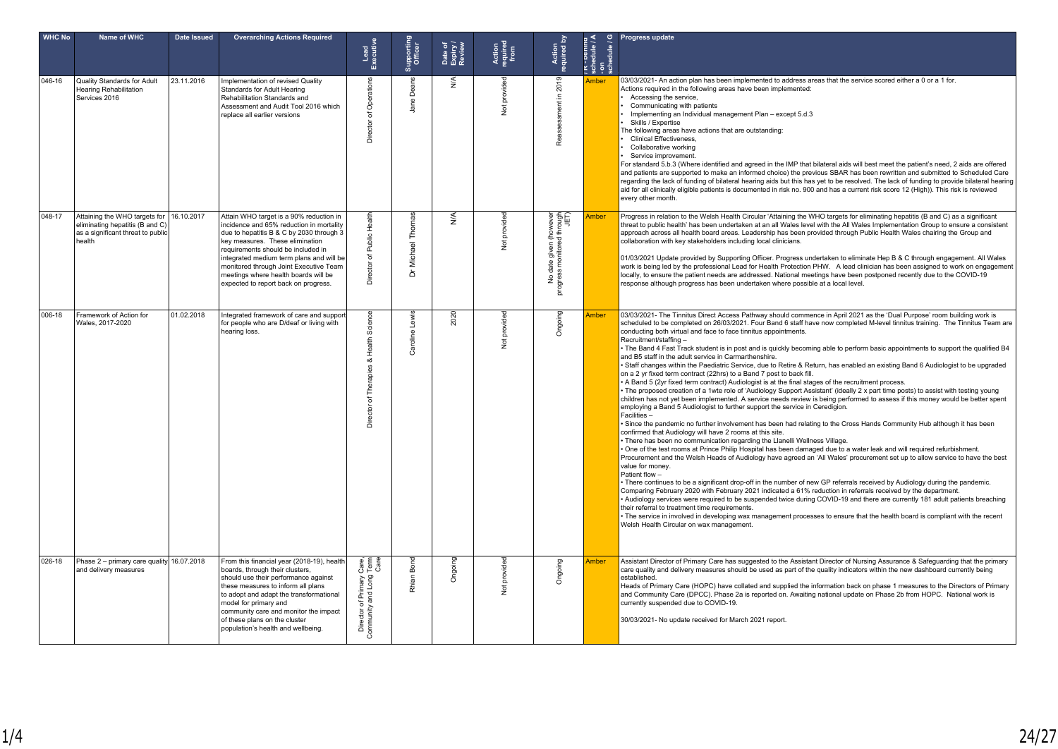| WHC No | Name of WHC | Date Issued | Overarching Actions Required | Lead Executive | Supporting Officer | Date of Expiry / Review | Action required from | Action required by | R - behind schedule / A - on schedule / G | Progress update |
|---|---|---|---|---|---|---|---|---|---|---|
| 046-16 | Quality Standards for Adult Hearing Rehabilitation Services 2016 | 23.11.2016 | Implementation of revised Quality Standards for Adult Hearing Rehabilitation Standards and Assessment and Audit Tool 2016 which replace all earlier versions | Director of Operations | Jane Deans | N/A | Not provided | Reassessment in 2019 | Amber | 03/03/2021- An action plan has been implemented to address areas that the service scored either a 0 or a 1 for.<br>Actions required in the following areas have been implemented:<br>• Accessing the service,<br>• Communicating with patients<br>• Implementing an Individual management Plan – except 5.d.3<br>• Skills / Expertise<br>The following areas have actions that are outstanding:<br>• Clinical Effectiveness,<br>• Collaborative working<br>• Service improvement.<br>For standard 5.b.3 (Where identified and agreed in the IMP that bilateral aids will best meet the patient's need, 2 aids are offered and patients are supported to make an informed choice) the previous SBAR has been rewritten and submitted to Scheduled Care regarding the lack of funding of bilateral hearing aids but this has yet to be resolved. The lack of funding to provide bilateral hearing aid for all clinically eligible patients is documented in risk no. 900 and has a current risk score 12 (High)). This risk is reviewed every other month. |
| 048-17 | Attaining the WHO targets for eliminating hepatitis (B and C) as a significant threat to public health | 16.10.2017 | Attain WHO target is a 90% reduction in incidence and 65% reduction in mortality due to hepatitis B & C by 2030 through 3 key measures. These elimination requirements should be included in integrated medium term plans and will be monitored through Joint Executive Team meetings where health boards will be expected to report back on progress. | Director of Public Health | Dr Michael Thomas | N/A | Not provided | No date given (however progress monitored through JET) | Amber | Progress in relation to the Welsh Health Circular 'Attaining the WHO targets for eliminating hepatitis (B and C) as a significant threat to public health' has been undertaken at an all Wales level with the All Wales Implementation Group to ensure a consistent approach across all health board areas. Leadership has been provided through Public Health Wales chairing the Group and collaboration with key stakeholders including local clinicians.<br><br>01/03/2021 Update provided by Supporting Officer. Progress undertaken to eliminate Hep B & C through engagement. All Wales work is being led by the professional Lead for Health Protection PHW. A lead clinician has been assigned to work on engagement locally, to ensure the patient needs are addressed. National meetings have been postponed recently due to the COVID-19 response although progress has been undertaken where possible at a local level. |
| 006-18 | Framework of Action for Wales, 2017-2020 | 01.02.2018 | Integrated framework of care and support for people who are D/deaf or living with hearing loss. | Director of Therapies & Health Science | Caroline Lewis | 2020 | Not provided | Ongoing | Amber | 03/03/2021- The Tinnitus Direct Access Pathway should commence in April 2021 as the 'Dual Purpose' room building work is scheduled to be completed on 26/03/2021. Four Band 6 staff have now completed M-level tinnitus training. The Tinnitus Team are conducting both virtual and face to face tinnitus appointments.<br>Recruitment/staffing –<br>• The Band 4 Fast Track student is in post and is quickly becoming able to perform basic appointments to support the qualified B4 and B5 staff in the adult service in Carmarthenshire.<br>• Staff changes within the Paediatric Service, due to Retire & Return, has enabled an existing Band 6 Audiologist to be upgraded on a 2 yr fixed term contract (22hrs) to a Band 7 post to back fill.<br>• A Band 5 (2yr fixed term contract) Audiologist is at the final stages of the recruitment process.<br>• The proposed creation of a 1wte role of 'Audiology Support Assistant' (ideally 2 x part time posts) to assist with testing young children has not yet been implemented. A service needs review is being performed to assess if this money would be better spent employing a Band 5 Audiologist to further support the service in Ceredigion.<br>Facilities –<br>• Since the pandemic no further involvement has been had relating to the Cross Hands Community Hub although it has been confirmed that Audiology will have 2 rooms at this site.<br>• There has been no communication regarding the Llanelli Wellness Village.<br>• One of the test rooms at Prince Philip Hospital has been damaged due to a water leak and will required refurbishment. Procurement and the Welsh Heads of Audiology have agreed an 'All Wales' procurement set up to allow service to have the best value for money.<br>Patient flow –<br>• There continues to be a significant drop-off in the number of new GP referrals received by Audiology during the pandemic. Comparing February 2020 with February 2021 indicated a 61% reduction in referrals received by the department.<br>• Audiology services were required to be suspended twice during COVID-19 and there are currently 181 adult patients breaching their referral to treatment time requirements.<br>• The service in involved in developing wax management processes to ensure that the health board is compliant with the recent Welsh Health Circular on wax management. |
| 026-18 | Phase 2 – primary care quality and delivery measures | 16.07.2018 | From this financial year (2018-19), health boards, through their clusters, should use their performance against these measures to inform all plans to adopt and adapt the transformational model for primary and community care and monitor the impact of these plans on the cluster population's health and wellbeing. | Director of Primary Care, Community and Long Term Care | Rhian Bond | Ongoing | Not provided | Ongoing | Amber | Assistant Director of Primary Care has suggested to the Assistant Director of Nursing Assurance & Safeguarding that the primary care quality and delivery measures should be used as part of the quality indicators within the new dashboard currently being established.<br>Heads of Primary Care (HOPC) have collated and supplied the information back on phase 1 measures to the Directors of Primary and Community Care (DPCC). Phase 2a is reported on. Awaiting national update on Phase 2b from HOPC. National work is currently suspended due to COVID-19.<br><br>30/03/2021- No update received for March 2021 report. |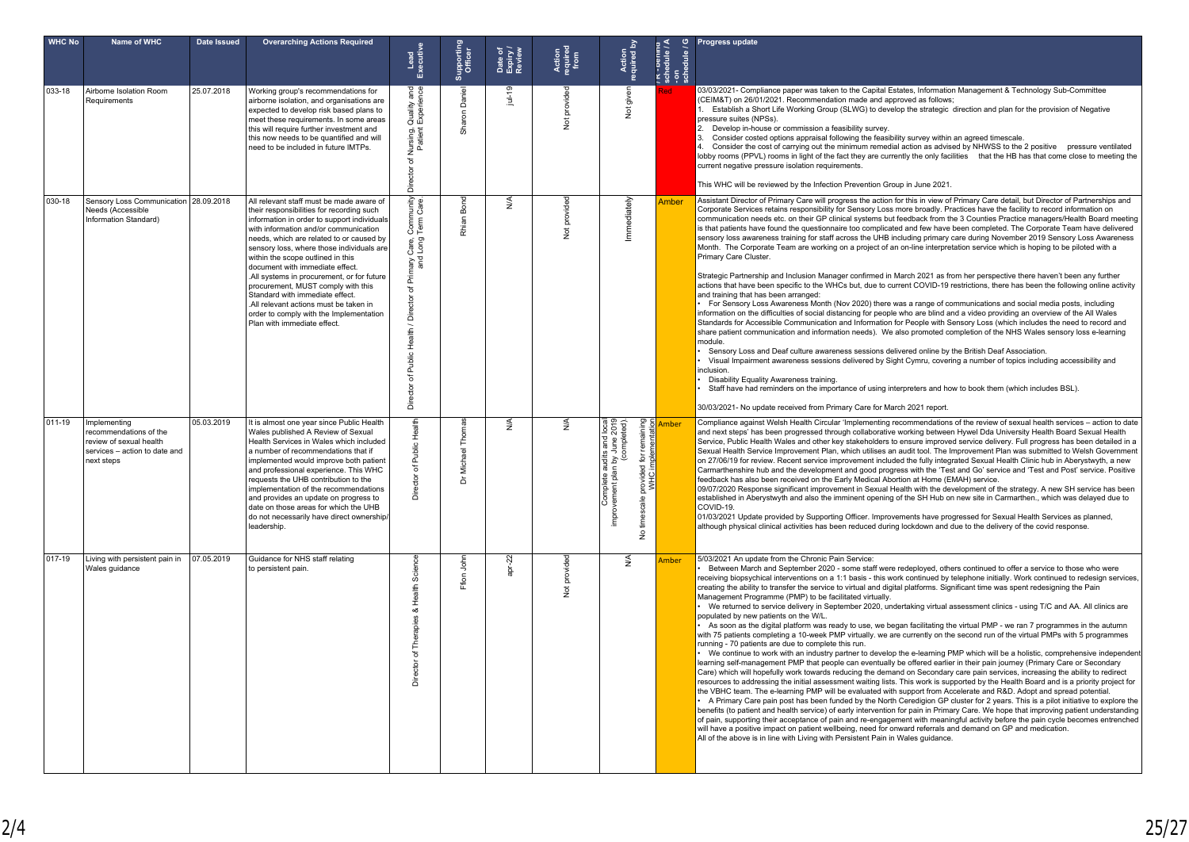| WHC No | Name of WHC | Date Issued | Overarching Actions Required | Lead Executive | Supporting Officer | Date of Expiry / Review | Action required from | Action required by | R - behind schedule / A - on schedule / G | Progress update |
|---|---|---|---|---|---|---|---|---|---|---|
| 033-18 | Airborne Isolation Room Requirements | 25.07.2018 | Working group's recommendations for airborne isolation, and organisations are expected to develop risk based plans to meet these requirements. In some areas this will require further investment and this now needs to be quantified and will need to be included in future IMTPs. | Director of Nursing, Quality and Patient Experience | Sharon Daniel | jul-19 | Not provided | Not given | Red | 03/03/2021- Compliance paper was taken to the Capital Estates, Information Management & Technology Sub-Committee (CEIM&T) on 26/01/2021. Recommendation made and approved as follows;<br>1. Establish a Short Life Working Group (SLWG) to develop the strategic direction and plan for the provision of Negative pressure suites (NPSs).<br>2. Develop in-house or commission a feasibility survey.<br>3. Consider costed options appraisal following the feasibility survey within an agreed timescale.<br>4. Consider the cost of carrying out the minimum remedial action as advised by NHWSS to the 2 positive pressure ventilated lobby rooms (PPVL) rooms in light of the fact they are currently the only facilities that the HB has that come close to meeting the current negative pressure isolation requirements.<br><br>This WHC will be reviewed by the Infection Prevention Group in June 2021. |
| 030-18 | Sensory Loss Communication Needs (Accessible Information Standard) | 28.09.2018 | All relevant staff must be made aware of their responsibilities for recording such information in order to support individuals with information and/or communication needs, which are related to or caused by sensory loss, where those individuals are within the scope outlined in this document with immediate effect.<br>.All systems in procurement, or for future procurement, MUST comply with this Standard with immediate effect.<br>.All relevant actions must be taken in order to comply with the Implementation Plan with immediate effect. | Director of Public Health / Director of Primary Care, Community and Long Term Care. | Rhian Bond | N/A | Not provided | Immediately | Amber | Assistant Director of Primary Care will progress the action for this in view of Primary Care detail, but Director of Partnerships and Corporate Services retains responsibility for Sensory Loss more broadly. Practices have the facility to record information on communication needs etc. on their GP clinical systems but feedback from the 3 Counties Practice managers/Health Board meeting is that patients have found the questionnaire too complicated and few have been completed. The Corporate Team have delivered sensory loss awareness training for staff across the UHB including primary care during November 2019 Sensory Loss Awareness Month. The Corporate Team are working on a project of an on-line interpretation service which is hoping to be piloted with a Primary Care Cluster.<br><br>Strategic Partnership and Inclusion Manager confirmed in March 2021 as from her perspective there haven't been any further actions that have been specific to the WHCs but, due to current COVID-19 restrictions, there has been the following online activity and training that has been arranged:<br>• For Sensory Loss Awareness Month (Nov 2020) there was a range of communications and social media posts, including information on the difficulties of social distancing for people who are blind and a video providing an overview of the All Wales Standards for Accessible Communication and Information for People with Sensory Loss (which includes the need to record and share patient communication and information needs). We also promoted completion of the NHS Wales sensory loss e-learning module.<br>• Sensory Loss and Deaf culture awareness sessions delivered online by the British Deaf Association.<br>• Visual Impairment awareness sessions delivered by Sight Cymru, covering a number of topics including accessibility and inclusion.<br>• Disability Equality Awareness training.<br>• Staff have had reminders on the importance of using interpreters and how to book them (which includes BSL).<br><br>30/03/2021- No update received from Primary Care for March 2021 report. |
| 011-19 | Implementing recommendations of the review of sexual health services – action to date and next steps | 05.03.2019 | It is almost one year since Public Health Wales published A Review of Sexual Health Services in Wales which included a number of recommendations that if implemented would improve both patient and professional experience. This WHC requests the UHB contribution to the implementation of the recommendations and provides an update on progress to date on those areas for which the UHB do not necessarily have direct ownership/ leadership. | Director of Public Health | Dr Michael Thomas | N/A | N/A | Complete audits and local improvement plan by June 2019 (completed).<br>No timescale provided for remaining WHC implementation | Amber | Compliance against Welsh Health Circular 'Implementing recommendations of the review of sexual health services – action to date and next steps' has been progressed through collaborative working between Hywel Dda University Health Board Sexual Health Service, Public Health Wales and other key stakeholders to ensure improved service delivery. Full progress has been detailed in a Sexual Health Service Improvement Plan, which utilises an audit tool. The Improvement Plan was submitted to Welsh Government on 27/06/19 for review. Recent service improvement included the fully integrated Sexual Health Clinic hub in Aberystwyth, a new Carmarthenshire hub and the development and good progress with the 'Test and Go' service and 'Test and Post' service. Positive feedback has also been received on the Early Medical Abortion at Home (EMAH) service.<br>09/07/2020 Response significant improvement in Sexual Health with the development of the strategy. A new SH service has been established in Aberystwyth and also the imminent opening of the SH Hub on new site in Carmarthen., which was delayed due to COVID-19.<br>01/03/2021 Update provided by Supporting Officer. Improvements have progressed for Sexual Health Services as planned, although physical clinical activities has been reduced during lockdown and due to the delivery of the covid response. |
| 017-19 | Living with persistent pain in Wales guidance | 07.05.2019 | Guidance for NHS staff relating to persistent pain. | Director of Therapies & Health Science | Ffion John | apr-22 | Not provided | N/A | Amber | 5/03/2021 An update from the Chronic Pain Service:<br>• Between March and September 2020 - some staff were redeployed, others continued to offer a service to those who were receiving biopsychical interventions on a 1:1 basis - this work continued by telephone initially. Work continued to redesign services, creating the ability to transfer the service to virtual and digital platforms. Significant time was spent redesigning the Pain Management Programme (PMP) to be facilitated virtually.<br>• We returned to service delivery in September 2020, undertaking virtual assessment clinics - using T/C and AA. All clinics are populated by new patients on the W/L.<br>• As soon as the digital platform was ready to use, we began facilitating the virtual PMP - we ran 7 programmes in the autumn with 75 patients completing a 10-week PMP virtually. we are currently on the second run of the virtual PMPs with 5 programmes running - 70 patients are due to complete this run.<br>• We continue to work with an industry partner to develop the e-learning PMP which will be a holistic, comprehensive independent learning self-management PMP that people can eventually be offered earlier in their pain journey (Primary Care or Secondary Care) which will hopefully work towards reducing the demand on Secondary care pain services, increasing the ability to redirect resources to addressing the initial assessment waiting lists. This work is supported by the Health Board and is a priority project for the VBHC team. The e-learning PMP will be evaluated with support from Accelerate and R&D. Adopt and spread potential.<br>• A Primary Care pain post has been funded by the North Ceredigion GP cluster for 2 years. This is a pilot initiative to explore the benefits (to patient and health service) of early intervention for pain in Primary Care. We hope that improving patient understanding of pain, supporting their acceptance of pain and re-engagement with meaningful activity before the pain cycle becomes entrenched will have a positive impact on patient wellbeing, need for onward referrals and demand on GP and medication.<br>All of the above is in line with Living with Persistent Pain in Wales guidance. |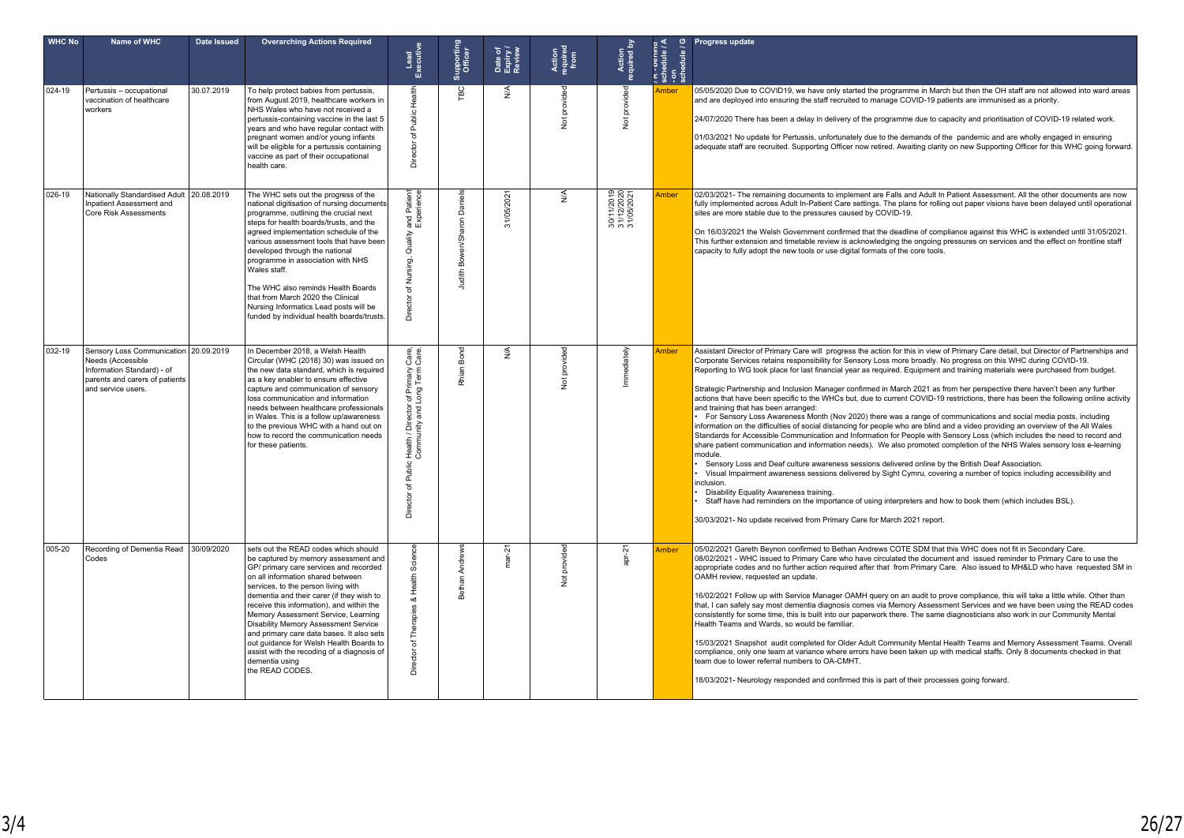| WHC No | Name of WHC | Date Issued | Overarching Actions Required | Lead Executive | Supporting Officer | Date of Expiry / Review | Action required from | Action required by | R - behind schedule / A - on schedule / G | Progress update |
|---|---|---|---|---|---|---|---|---|---|---|
| 024-19 | Pertussis – occupational vaccination of healthcare workers | 30.07.2019 | To help protect babies from pertussis, from August 2019, healthcare workers in NHS Wales who have not received a pertussis-containing vaccine in the last 5 years and who have regular contact with pregnant women and/or young infants will be eligible for a pertussis containing vaccine as part of their occupational health care. | Director of Public Health | TBC | N/A | Not provided | Not provided | Amber | 05/05/2020 Due to COVID19, we have only started the programme in March but then the OH staff are not allowed into ward areas and are deployed into ensuring the staff recruited to manage COVID-19 patients are immunised as a priority.<br><br>24/07/2020 There has been a delay in delivery of the programme due to capacity and prioritisation of COVID-19 related work.<br><br>01/03/2021 No update for Pertussis, unfortunately due to the demands of the pandemic and are wholly engaged in ensuring adequate staff are recruited. Supporting Officer now retired. Awaiting clarity on new Supporting Officer for this WHC going forward. |
| 026-19 | Nationally Standardised Adult Inpatient Assessment and Core Risk Assessments | 20.08.2019 | The WHC sets out the progress of the national digitisation of nursing documents programme, outlining the crucial next steps for health boards/trusts, and the agreed implementation schedule of the various assessment tools that have been developed through the national programme in association with NHS Wales staff.<br><br>The WHC also reminds Health Boards that from March 2020 the Clinical Nursing Informatics Lead posts will be funded by individual health boards/trusts. | Director of Nursing, Quality and Patient Experience | Judith Bowen/Sharon Daniels | 31/05/2021 | N/A | 30/11/2019 31/12/2020 31/05/2021 | Amber | 02/03/2021- The remaining documents to implement are Falls and Adult In Patient Assessment. All the other documents are now fully implemented across Adult In-Patient Care settings. The plans for rolling out paper visions have been delayed until operational sites are more stable due to the pressures caused by COVID-19.<br><br>On 16/03/2021 the Welsh Government confirmed that the deadline of compliance against this WHC is extended until 31/05/2021. This further extension and timetable review is acknowledging the ongoing pressures on services and the effect on frontline staff capacity to fully adopt the new tools or use digital formats of the core tools. |
| 032-19 | Sensory Loss Communication Needs (Accessible Information Standard) - of parents and carers of patients and service users. | 20.09.2019 | In December 2018, a Welsh Health Circular (WHC (2018) 30) was issued on the new data standard, which is required as a key enabler to ensure effective capture and communication of sensory loss communication and information needs between healthcare professionals in Wales. This is a follow up/awareness to the previous WHC with a hand out on how to record the communication needs for these patients. | Director of Public Health / Director of Primary Care, Community and Long Term Care. | Rhian Bond | N/A | Not provided | Immediately | Amber | Assistant Director of Primary Care will progress the action for this in view of Primary Care detail, but Director of Partnerships and Corporate Services retains responsibility for Sensory Loss more broadly. No progress on this WHC during COVID-19. Reporting to WG took place for last financial year as required. Equipment and training materials were purchased from budget.<br><br>Strategic Partnership and Inclusion Manager confirmed in March 2021 as from her perspective there haven't been any further actions that have been specific to the WHCs but, due to current COVID-19 restrictions, there has been the following online activity and training that has been arranged:<br>• For Sensory Loss Awareness Month (Nov 2020) there was a range of communications and social media posts, including information on the difficulties of social distancing for people who are blind and a video providing an overview of the All Wales Standards for Accessible Communication and Information for People with Sensory Loss (which includes the need to record and share patient communication and information needs). We also promoted completion of the NHS Wales sensory loss e-learning module.<br>• Sensory Loss and Deaf culture awareness sessions delivered online by the British Deaf Association.<br>• Visual Impairment awareness sessions delivered by Sight Cymru, covering a number of topics including accessibility and inclusion.<br>• Disability Equality Awareness training.<br>• Staff have had reminders on the importance of using interpreters and how to book them (which includes BSL).<br><br>30/03/2021- No update received from Primary Care for March 2021 report. |
| 005-20 | Recording of Dementia Read Codes | 30/09/2020 | sets out the READ codes which should be captured by memory assessment and GP/ primary care services and recorded on all information shared between services, to the person living with dementia and their carer (if they wish to receive this information), and within the Memory Assessment Service, Learning Disability Memory Assessment Service and primary care data bases. It also sets out guidance for Welsh Health Boards to assist with the recoding of a diagnosis of dementia using the READ CODES. | Director of Therapies & Health Science | Bethan Andrews | mar-21 | Not provided | apr-21 | Amber | 05/02/2021 Gareth Beynon confirmed to Bethan Andrews COTE SDM that this WHC does not fit in Secondary Care.<br>08/02/2021 - WHC issued to Primary Care who have circulated the document and issued reminder to Primary Care to use the appropriate codes and no further action required after that from Primary Care. Also issued to MH&LD who have requested SM in OAMH review, requested an update.<br><br>16/02/2021 Follow up with Service Manager OAMH query on an audit to prove compliance, this will take a little while. Other than that, I can safely say most dementia diagnosis comes via Memory Assessment Services and we have been using the READ codes consistently for some time, this is built into our paperwork there. The same diagnosticians also work in our Community Mental Health Teams and Wards, so would be familiar.<br><br>15/03/2021 Snapshot audit completed for Older Adult Community Mental Health Teams and Memory Assessment Teams. Overall compliance, only one team at variance where errors have been taken up with medical staffs. Only 8 documents checked in that team due to lower referral numbers to OA-CMHT.<br><br>18/03/2021- Neurology responded and confirmed this is part of their processes going forward. |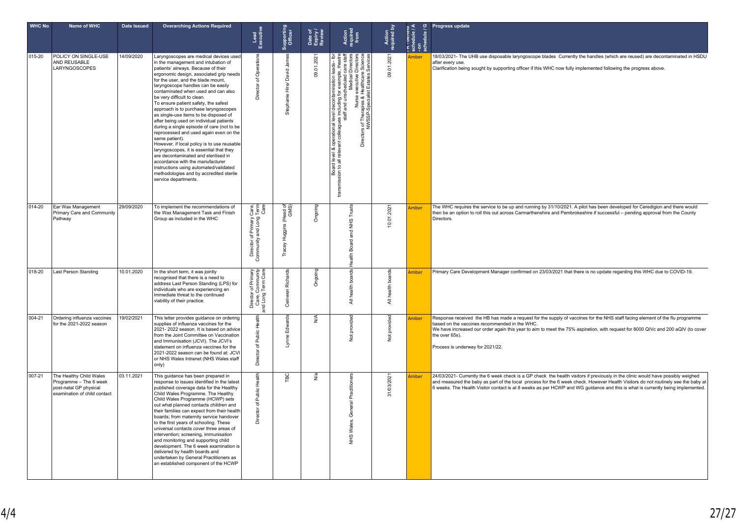| WHC No | Name of WHC | Date Issued | Overarching Actions Required | Lead Executive | Supporting Officer | Date of Expiry / Review | Action required from | Action required by | R - behind schedule / A on schedule / G | Progress update |
|---|---|---|---|---|---|---|---|---|---|---|
| 015-20 | POLICY ON SINGLE-USE AND REUSABLE LARYNGOSCOPES | 14/09/2020 | Laryngoscopes are medical devices used in the management and intubation of patients' airways. Because of their ergonomic design, associated grip needs for the user, and the blade mount, laryngoscope handles can be easily contaminated when used and can also be very difficult to clean. To ensure patient safety, the safest approach is to purchase laryngoscopes as single-use items to be disposed of after being used on individual patients during a single episode of care (not to be reprocessed and used again even on the same patient). However, if local policy is to use reusable laryngoscopes, it is essential that they are decontaminated and sterilised in accordance with the manufacturer instructions using automated/validated methodologies and by accredited sterile service departments. | Director of Operations | Stephanie Hire/ David James | 09.01.2021 | Board level & operational level decontamination leads– for transmission to all relevant colleagues including for example, theatre staff and unscheduled care staff Medical Directors Nurse executive Directors Directors of Therapies & Healthcare Science NWSSP-Specialist Estates Services | 09.01.2021 | Amber | 18/03/2021- The UHB use disposable laryngoscope blades Currently the handles (which are reused) are decontaminated in HSDU after every use.<br>Clarification being sought by supporting officer if this WHC now fully implemented following the progress above. |
| 014-20 | Ear Wax Management Primary Care and Community Pathway | 29/09/2020 | To implement the recommendations of the Wax Management Task and Finish Group as included in the WHC | Director of Primary Care, Community and Long Term Care | Tracey Huggins (Head of GMS) | Ongoing | Health Board and NHS Trusts | 10.01.2021 | Amber | The WHC requires the service to be up and running by 31/10/2021. A pilot has been developed for Ceredigion and there would then be an option to roll this out across Carmarthenshire and Pembrokeshire if successful – pending approval from the County Directors. |
| 018-20 | Last Person Standing | 10.01.2020 | In the short term, it was jointly recognised that there is a need to address Last Person Standing (LPS) for individuals who are experiencing an immediate threat to the continued viability of their practice. | Director of Primary Care, Community and Long Term Care | Ceinwen Richards | Ongoing | All health boards | All health boards | Amber | Primary Care Development Manager confirmed on 23/03/2021 that there is no update regarding this WHC due to COVID-19. |
| 004-21 | Ordering influenza vaccines for the 2021-2022 season | 19/02/2021 | This letter provides guidance on ordering supplies of influenza vaccines for the 2021- 2022 season. It is based on advice from the Joint Committee on Vaccination and Immunisation (JCVI). The JCVI's statement on influenza vaccines for the 2021-2022 season can be found at: JCVI or NHS Wales Intranet (NHS Wales staff only) | Director of Public Health | Lynne Edwards | N/A | Not provided | Not provided | Amber | Response received the HB has made a request for the supply of vaccines for the NHS staff facing element of the flu programme based on the vaccines recommended in the WHC.<br>We have increased our order again this year to aim to meet the 75% aspiration, with request for 8000 QIVc and 200 aQIV (to cover the over 65s).<br><br>Process is underway for 2021/22. |
| 007-21 | The Healthy Child Wales Programme – The 6 week post-natal GP physical examination of child contact | 03.11.2021 | This guidance has been prepared in response to issues identified in the latest published coverage data for the Healthy Child Wales Programme. The Healthy Child Wales Programme (HCWP) sets out what planned contacts children and their families can expect from their health boards; from maternity service handover to the first years of schooling. These universal contacts cover three areas of intervention; screening, immunisation and monitoring and supporting child development. The 6 week examination is delivered by health boards and undertaken by General Practitioners as an established component of the HCWP | Director of Public Health | TBC | N/a | NHS Wales, General Practitioners | 31/03/2021 | Amber | 24/03/2021- Currently the 6 week check is a GP check the health visitors if previously in the clinic would have possibly weighed and measured the baby as part of the local process for the 6 week check. However Health Visitors do not routinely see the baby at 6 weeks. The Health Visitor contact is at 8 weeks as per HCWP and WG guidance and this is what is currently being implemented. |